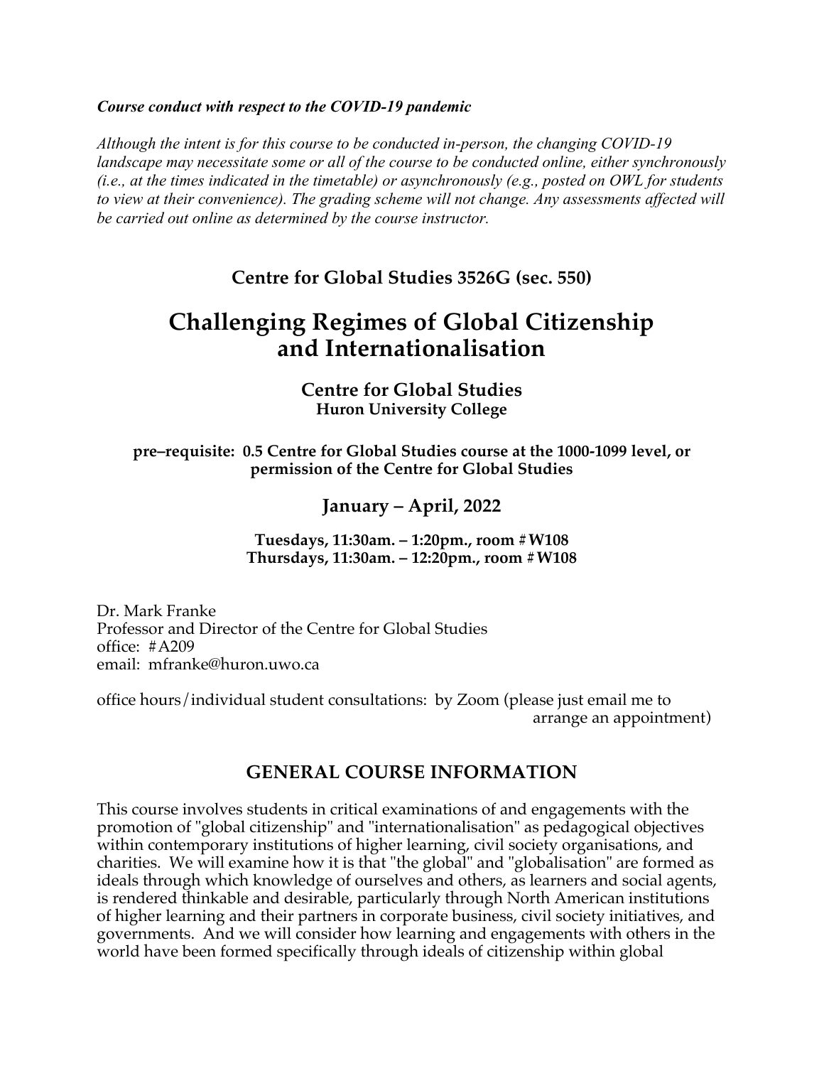***Course conduct with respect to the COVID-19 pandemic***

*Although the intent is for this course to be conducted in-person, the changing COVID-19 landscape may necessitate some or all of the course to be conducted online, either synchronously (i.e., at the times indicated in the timetable) or asynchronously (e.g., posted on OWL for students to view at their convenience). The grading scheme will not change. Any assessments affected will be carried out online as determined by the course instructor.*

**Centre for Global Studies 3526G (sec. 550)**

# Challenging Regimes of Global Citizenship and Internationalisation

**Centre for Global Studies**
**Huron University College**

**pre–requisite: 0.5 Centre for Global Studies course at the 1000-1099 level, or permission of the Centre for Global Studies**

**January – April, 2022**

**Tuesdays, 11:30am. – 1:20pm., room # W108**
**Thursdays, 11:30am. – 12:20pm., room # W108**

Dr. Mark Franke
Professor and Director of the Centre for Global Studies
office: # A209
email: mfranke@huron.uwo.ca

office hours/individual student consultations: by Zoom (please just email me to arrange an appointment)

## GENERAL COURSE INFORMATION

This course involves students in critical examinations of and engagements with the promotion of "global citizenship" and "internationalisation" as pedagogical objectives within contemporary institutions of higher learning, civil society organisations, and charities. We will examine how it is that "the global" and "globalisation" are formed as ideals through which knowledge of ourselves and others, as learners and social agents, is rendered thinkable and desirable, particularly through North American institutions of higher learning and their partners in corporate business, civil society initiatives, and governments. And we will consider how learning and engagements with others in the world have been formed specifically through ideals of citizenship within global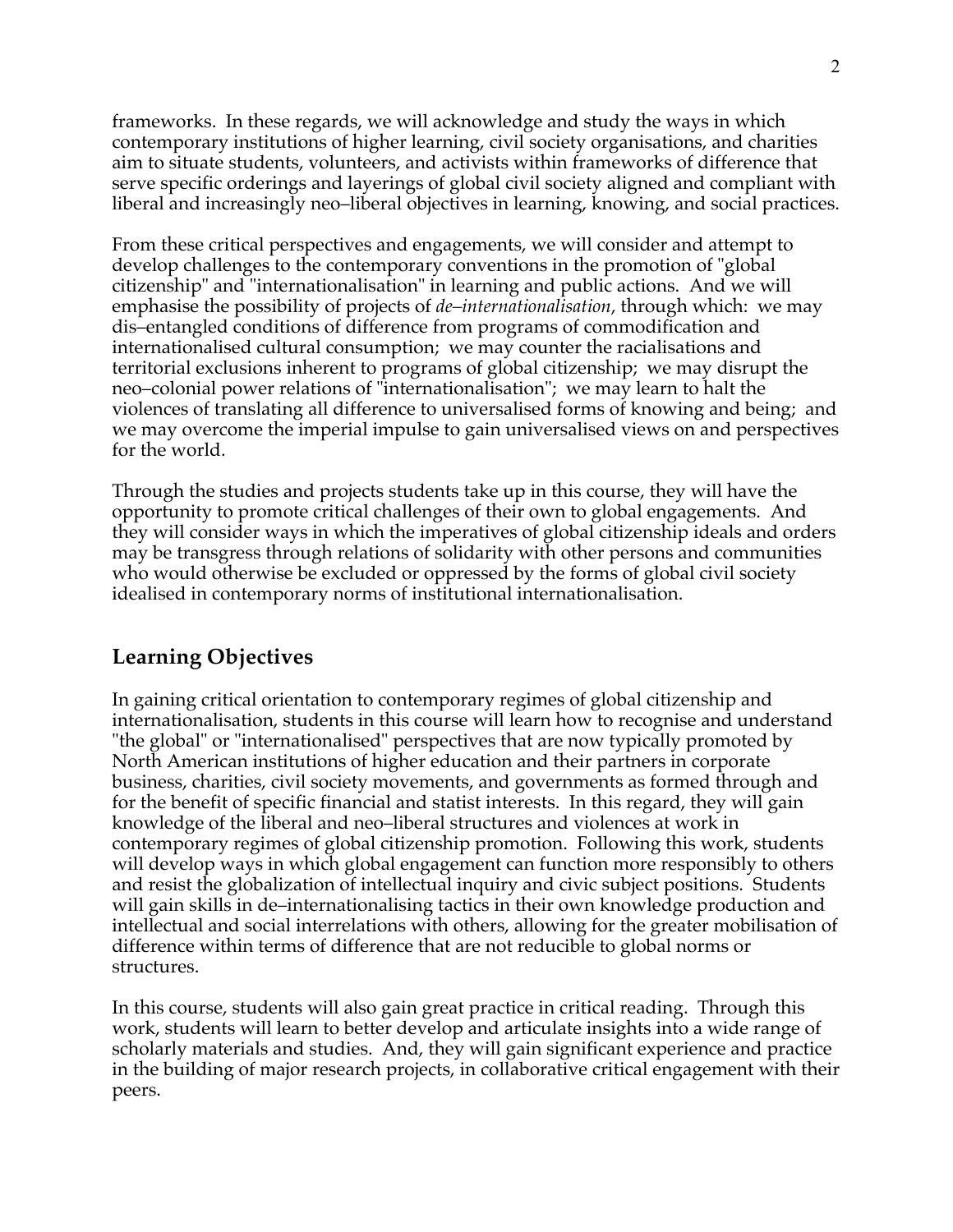frameworks. In these regards, we will acknowledge and study the ways in which contemporary institutions of higher learning, civil society organisations, and charities aim to situate students, volunteers, and activists within frameworks of difference that serve specific orderings and layerings of global civil society aligned and compliant with liberal and increasingly neo–liberal objectives in learning, knowing, and social practices.

From these critical perspectives and engagements, we will consider and attempt to develop challenges to the contemporary conventions in the promotion of "global citizenship" and "internationalisation" in learning and public actions. And we will emphasise the possibility of projects of *de–internationalisation*, through which: we may dis–entangled conditions of difference from programs of commodification and internationalised cultural consumption; we may counter the racialisations and territorial exclusions inherent to programs of global citizenship; we may disrupt the neo–colonial power relations of "internationalisation"; we may learn to halt the violences of translating all difference to universalised forms of knowing and being; and we may overcome the imperial impulse to gain universalised views on and perspectives for the world.

Through the studies and projects students take up in this course, they will have the opportunity to promote critical challenges of their own to global engagements. And they will consider ways in which the imperatives of global citizenship ideals and orders may be transgress through relations of solidarity with other persons and communities who would otherwise be excluded or oppressed by the forms of global civil society idealised in contemporary norms of institutional internationalisation.

## Learning Objectives

In gaining critical orientation to contemporary regimes of global citizenship and internationalisation, students in this course will learn how to recognise and understand "the global" or "internationalised" perspectives that are now typically promoted by North American institutions of higher education and their partners in corporate business, charities, civil society movements, and governments as formed through and for the benefit of specific financial and statist interests. In this regard, they will gain knowledge of the liberal and neo–liberal structures and violences at work in contemporary regimes of global citizenship promotion. Following this work, students will develop ways in which global engagement can function more responsibly to others and resist the globalization of intellectual inquiry and civic subject positions. Students will gain skills in de–internationalising tactics in their own knowledge production and intellectual and social interrelations with others, allowing for the greater mobilisation of difference within terms of difference that are not reducible to global norms or structures.

In this course, students will also gain great practice in critical reading. Through this work, students will learn to better develop and articulate insights into a wide range of scholarly materials and studies. And, they will gain significant experience and practice in the building of major research projects, in collaborative critical engagement with their peers.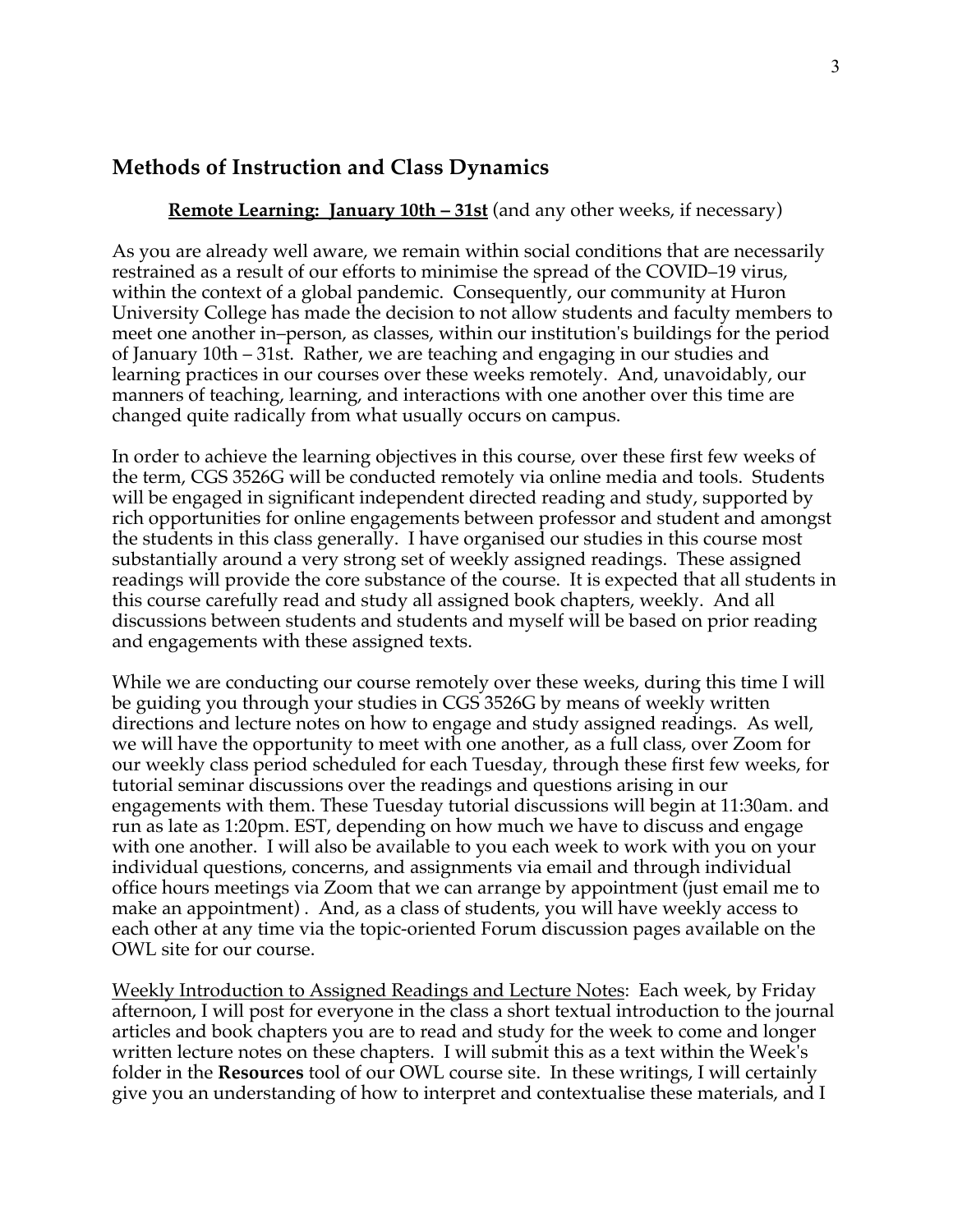## Methods of Instruction and Class Dynamics

**Remote Learning: January 10th – 31st** (and any other weeks, if necessary)

As you are already well aware, we remain within social conditions that are necessarily restrained as a result of our efforts to minimise the spread of the COVID–19 virus, within the context of a global pandemic. Consequently, our community at Huron University College has made the decision to not allow students and faculty members to meet one another in–person, as classes, within our institution's buildings for the period of January 10th – 31st. Rather, we are teaching and engaging in our studies and learning practices in our courses over these weeks remotely. And, unavoidably, our manners of teaching, learning, and interactions with one another over this time are changed quite radically from what usually occurs on campus.

In order to achieve the learning objectives in this course, over these first few weeks of the term, CGS 3526G will be conducted remotely via online media and tools. Students will be engaged in significant independent directed reading and study, supported by rich opportunities for online engagements between professor and student and amongst the students in this class generally. I have organised our studies in this course most substantially around a very strong set of weekly assigned readings. These assigned readings will provide the core substance of the course. It is expected that all students in this course carefully read and study all assigned book chapters, weekly. And all discussions between students and students and myself will be based on prior reading and engagements with these assigned texts.

While we are conducting our course remotely over these weeks, during this time I will be guiding you through your studies in CGS 3526G by means of weekly written directions and lecture notes on how to engage and study assigned readings. As well, we will have the opportunity to meet with one another, as a full class, over Zoom for our weekly class period scheduled for each Tuesday, through these first few weeks, for tutorial seminar discussions over the readings and questions arising in our engagements with them. These Tuesday tutorial discussions will begin at 11:30am. and run as late as 1:20pm. EST, depending on how much we have to discuss and engage with one another. I will also be available to you each week to work with you on your individual questions, concerns, and assignments via email and through individual office hours meetings via Zoom that we can arrange by appointment (just email me to make an appointment) . And, as a class of students, you will have weekly access to each other at any time via the topic-oriented Forum discussion pages available on the OWL site for our course.

Weekly Introduction to Assigned Readings and Lecture Notes: Each week, by Friday afternoon, I will post for everyone in the class a short textual introduction to the journal articles and book chapters you are to read and study for the week to come and longer written lecture notes on these chapters. I will submit this as a text within the Week's folder in the **Resources** tool of our OWL course site. In these writings, I will certainly give you an understanding of how to interpret and contextualise these materials, and I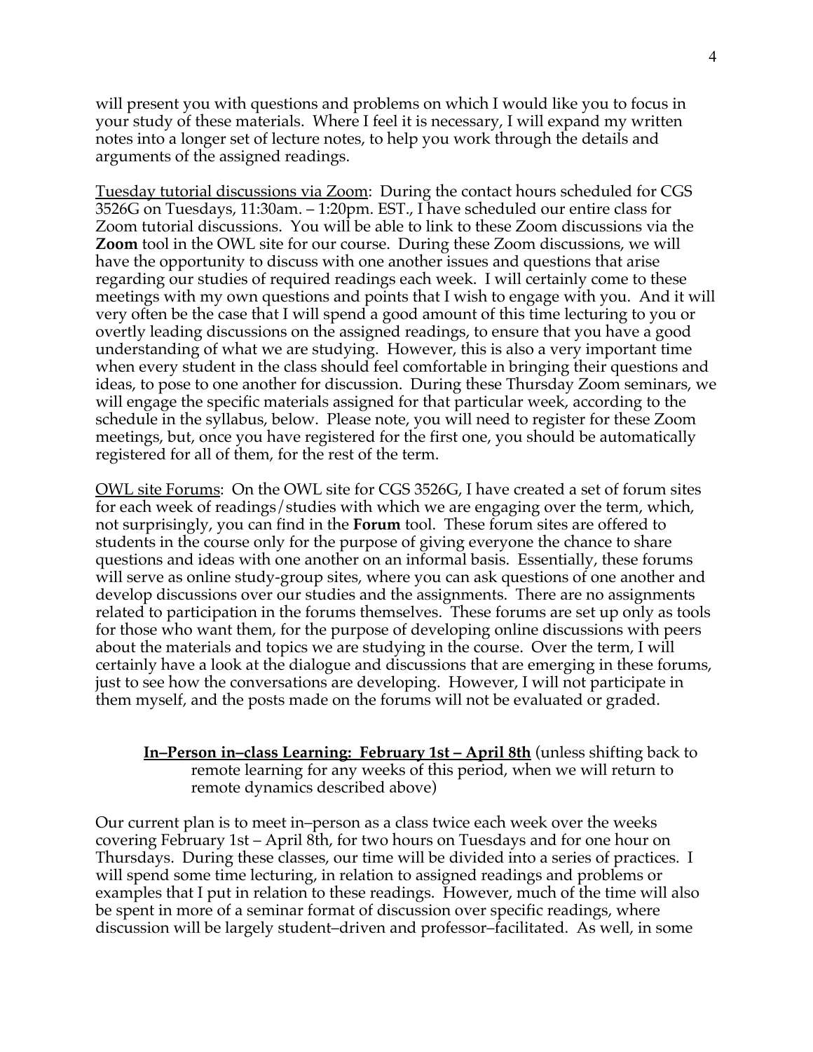will present you with questions and problems on which I would like you to focus in your study of these materials. Where I feel it is necessary, I will expand my written notes into a longer set of lecture notes, to help you work through the details and arguments of the assigned readings.

Tuesday tutorial discussions via Zoom: During the contact hours scheduled for CGS 3526G on Tuesdays, 11:30am. – 1:20pm. EST., I have scheduled our entire class for Zoom tutorial discussions. You will be able to link to these Zoom discussions via the **Zoom** tool in the OWL site for our course. During these Zoom discussions, we will have the opportunity to discuss with one another issues and questions that arise regarding our studies of required readings each week. I will certainly come to these meetings with my own questions and points that I wish to engage with you. And it will very often be the case that I will spend a good amount of this time lecturing to you or overtly leading discussions on the assigned readings, to ensure that you have a good understanding of what we are studying. However, this is also a very important time when every student in the class should feel comfortable in bringing their questions and ideas, to pose to one another for discussion. During these Thursday Zoom seminars, we will engage the specific materials assigned for that particular week, according to the schedule in the syllabus, below. Please note, you will need to register for these Zoom meetings, but, once you have registered for the first one, you should be automatically registered for all of them, for the rest of the term.

OWL site Forums: On the OWL site for CGS 3526G, I have created a set of forum sites for each week of readings/studies with which we are engaging over the term, which, not surprisingly, you can find in the **Forum** tool. These forum sites are offered to students in the course only for the purpose of giving everyone the chance to share questions and ideas with one another on an informal basis. Essentially, these forums will serve as online study-group sites, where you can ask questions of one another and develop discussions over our studies and the assignments. There are no assignments related to participation in the forums themselves. These forums are set up only as tools for those who want them, for the purpose of developing online discussions with peers about the materials and topics we are studying in the course. Over the term, I will certainly have a look at the dialogue and discussions that are emerging in these forums, just to see how the conversations are developing. However, I will not participate in them myself, and the posts made on the forums will not be evaluated or graded.

**In–Person in–class Learning: February 1st – April 8th** (unless shifting back to remote learning for any weeks of this period, when we will return to remote dynamics described above)

Our current plan is to meet in–person as a class twice each week over the weeks covering February 1st – April 8th, for two hours on Tuesdays and for one hour on Thursdays. During these classes, our time will be divided into a series of practices. I will spend some time lecturing, in relation to assigned readings and problems or examples that I put in relation to these readings. However, much of the time will also be spent in more of a seminar format of discussion over specific readings, where discussion will be largely student–driven and professor–facilitated. As well, in some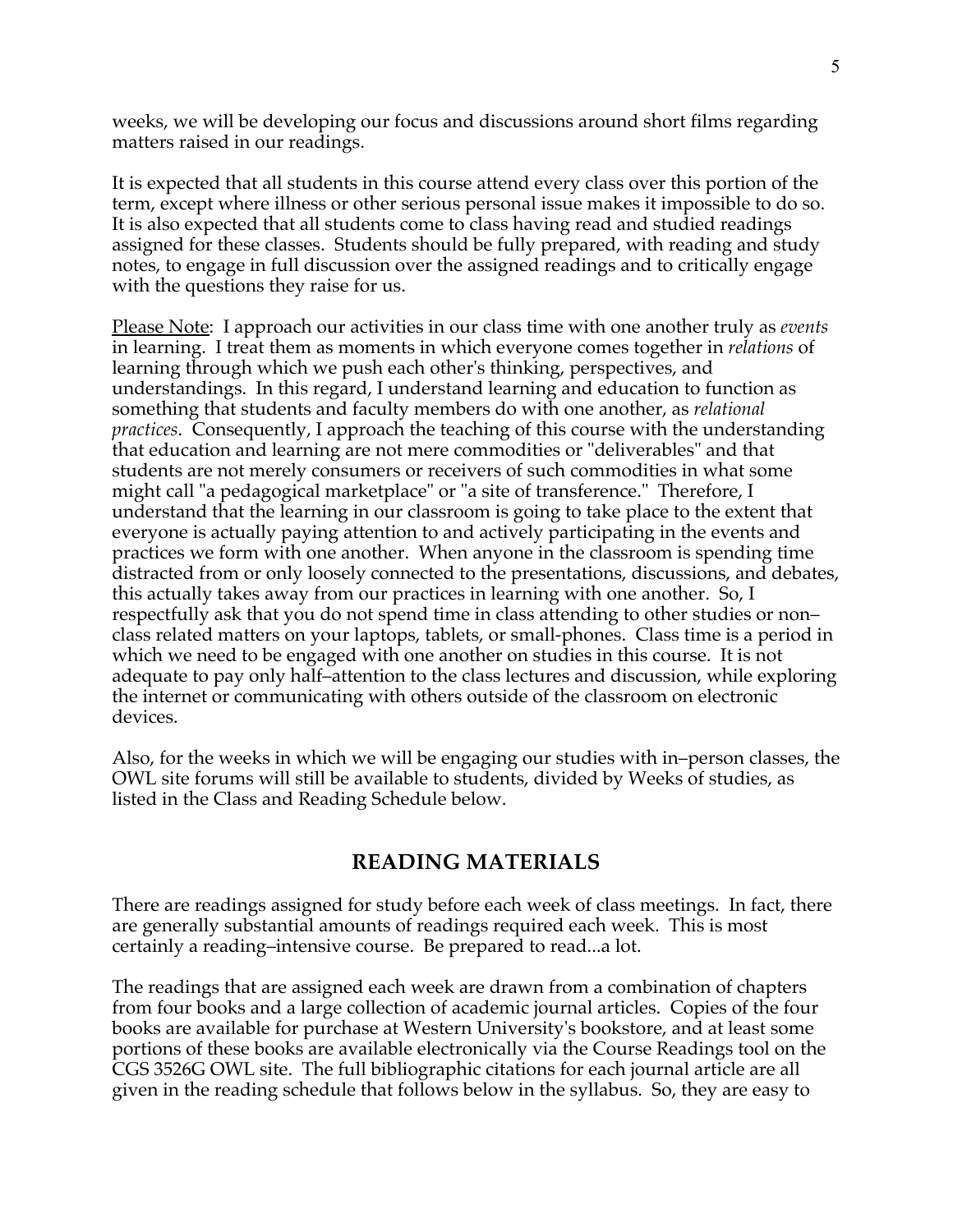weeks, we will be developing our focus and discussions around short films regarding matters raised in our readings.

It is expected that all students in this course attend every class over this portion of the term, except where illness or other serious personal issue makes it impossible to do so. It is also expected that all students come to class having read and studied readings assigned for these classes. Students should be fully prepared, with reading and study notes, to engage in full discussion over the assigned readings and to critically engage with the questions they raise for us.

<u>Please Note</u>: I approach our activities in our class time with one another truly as *events* in learning. I treat them as moments in which everyone comes together in *relations* of learning through which we push each other's thinking, perspectives, and understandings. In this regard, I understand learning and education to function as something that students and faculty members do with one another, as *relational practices*. Consequently, I approach the teaching of this course with the understanding that education and learning are not mere commodities or "deliverables" and that students are not merely consumers or receivers of such commodities in what some might call "a pedagogical marketplace" or "a site of transference." Therefore, I understand that the learning in our classroom is going to take place to the extent that everyone is actually paying attention to and actively participating in the events and practices we form with one another. When anyone in the classroom is spending time distracted from or only loosely connected to the presentations, discussions, and debates, this actually takes away from our practices in learning with one another. So, I respectfully ask that you do not spend time in class attending to other studies or non–class related matters on your laptops, tablets, or small-phones. Class time is a period in which we need to be engaged with one another on studies in this course. It is not adequate to pay only half–attention to the class lectures and discussion, while exploring the internet or communicating with others outside of the classroom on electronic devices.

Also, for the weeks in which we will be engaging our studies with in–person classes, the OWL site forums will still be available to students, divided by Weeks of studies, as listed in the Class and Reading Schedule below.

## READING MATERIALS

There are readings assigned for study before each week of class meetings. In fact, there are generally substantial amounts of readings required each week. This is most certainly a reading–intensive course. Be prepared to read...a lot.

The readings that are assigned each week are drawn from a combination of chapters from four books and a large collection of academic journal articles. Copies of the four books are available for purchase at Western University's bookstore, and at least some portions of these books are available electronically via the Course Readings tool on the CGS 3526G OWL site. The full bibliographic citations for each journal article are all given in the reading schedule that follows below in the syllabus. So, they are easy to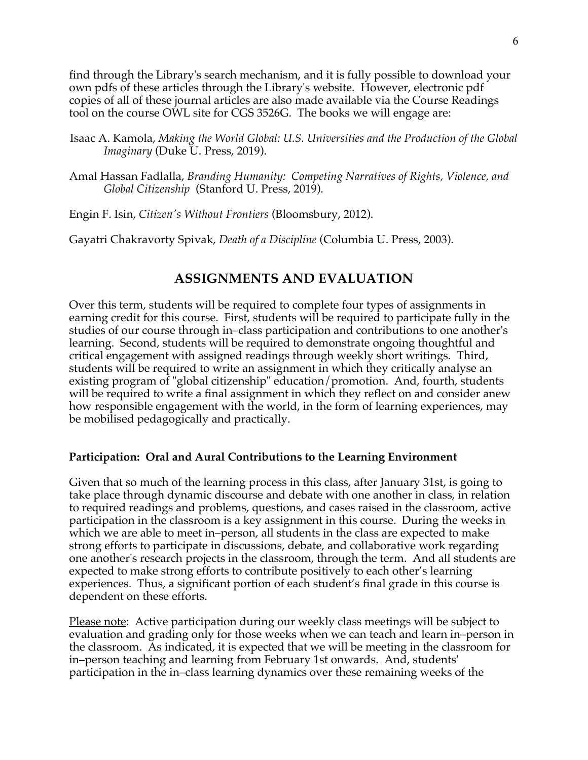find through the Library's search mechanism, and it is fully possible to download your own pdfs of these articles through the Library's website. However, electronic pdf copies of all of these journal articles are also made available via the Course Readings tool on the course OWL site for CGS 3526G. The books we will engage are:

Isaac A. Kamola, *Making the World Global: U.S. Universities and the Production of the Global Imaginary* (Duke U. Press, 2019).

Amal Hassan Fadlalla, *Branding Humanity: Competing Narratives of Rights, Violence, and Global Citizenship* (Stanford U. Press, 2019).

Engin F. Isin, *Citizen's Without Frontiers* (Bloomsbury, 2012).

Gayatri Chakravorty Spivak, *Death of a Discipline* (Columbia U. Press, 2003).

## ASSIGNMENTS AND EVALUATION

Over this term, students will be required to complete four types of assignments in earning credit for this course. First, students will be required to participate fully in the studies of our course through in–class participation and contributions to one another's learning. Second, students will be required to demonstrate ongoing thoughtful and critical engagement with assigned readings through weekly short writings. Third, students will be required to write an assignment in which they critically analyse an existing program of "global citizenship" education/promotion. And, fourth, students will be required to write a final assignment in which they reflect on and consider anew how responsible engagement with the world, in the form of learning experiences, may be mobilised pedagogically and practically.

**Participation: Oral and Aural Contributions to the Learning Environment**

Given that so much of the learning process in this class, after January 31st, is going to take place through dynamic discourse and debate with one another in class, in relation to required readings and problems, questions, and cases raised in the classroom, active participation in the classroom is a key assignment in this course. During the weeks in which we are able to meet in–person, all students in the class are expected to make strong efforts to participate in discussions, debate, and collaborative work regarding one another's research projects in the classroom, through the term. And all students are expected to make strong efforts to contribute positively to each other's learning experiences. Thus, a significant portion of each student's final grade in this course is dependent on these efforts.

Please note: Active participation during our weekly class meetings will be subject to evaluation and grading only for those weeks when we can teach and learn in–person in the classroom. As indicated, it is expected that we will be meeting in the classroom for in–person teaching and learning from February 1st onwards. And, students' participation in the in–class learning dynamics over these remaining weeks of the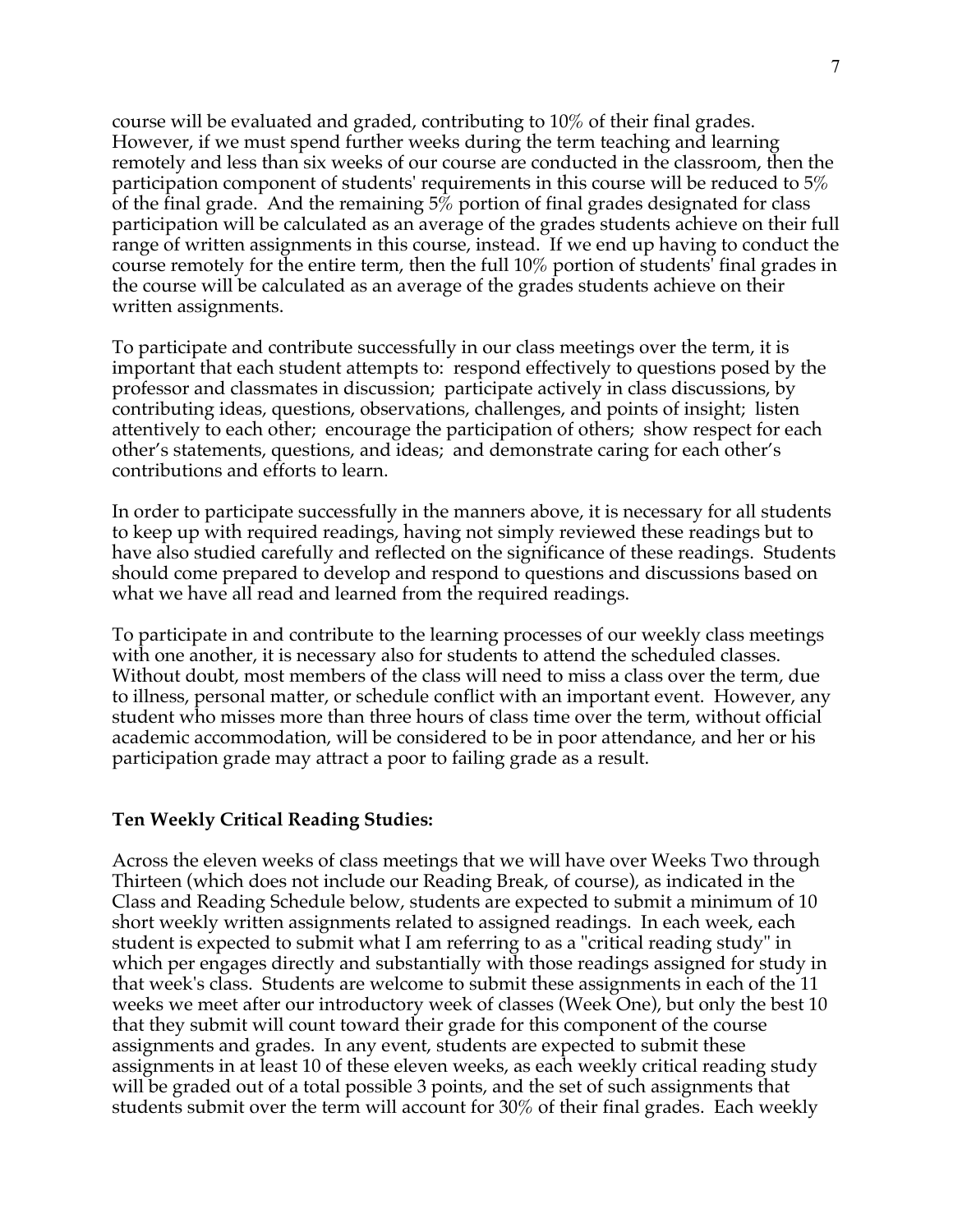course will be evaluated and graded, contributing to 10% of their final grades. However, if we must spend further weeks during the term teaching and learning remotely and less than six weeks of our course are conducted in the classroom, then the participation component of students' requirements in this course will be reduced to 5% of the final grade. And the remaining 5% portion of final grades designated for class participation will be calculated as an average of the grades students achieve on their full range of written assignments in this course, instead. If we end up having to conduct the course remotely for the entire term, then the full 10% portion of students' final grades in the course will be calculated as an average of the grades students achieve on their written assignments.

To participate and contribute successfully in our class meetings over the term, it is important that each student attempts to: respond effectively to questions posed by the professor and classmates in discussion; participate actively in class discussions, by contributing ideas, questions, observations, challenges, and points of insight; listen attentively to each other; encourage the participation of others; show respect for each other's statements, questions, and ideas; and demonstrate caring for each other's contributions and efforts to learn.

In order to participate successfully in the manners above, it is necessary for all students to keep up with required readings, having not simply reviewed these readings but to have also studied carefully and reflected on the significance of these readings. Students should come prepared to develop and respond to questions and discussions based on what we have all read and learned from the required readings.

To participate in and contribute to the learning processes of our weekly class meetings with one another, it is necessary also for students to attend the scheduled classes. Without doubt, most members of the class will need to miss a class over the term, due to illness, personal matter, or schedule conflict with an important event. However, any student who misses more than three hours of class time over the term, without official academic accommodation, will be considered to be in poor attendance, and her or his participation grade may attract a poor to failing grade as a result.

**Ten Weekly Critical Reading Studies:**

Across the eleven weeks of class meetings that we will have over Weeks Two through Thirteen (which does not include our Reading Break, of course), as indicated in the Class and Reading Schedule below, students are expected to submit a minimum of 10 short weekly written assignments related to assigned readings. In each week, each student is expected to submit what I am referring to as a "critical reading study" in which per engages directly and substantially with those readings assigned for study in that week's class. Students are welcome to submit these assignments in each of the 11 weeks we meet after our introductory week of classes (Week One), but only the best 10 that they submit will count toward their grade for this component of the course assignments and grades. In any event, students are expected to submit these assignments in at least 10 of these eleven weeks, as each weekly critical reading study will be graded out of a total possible 3 points, and the set of such assignments that students submit over the term will account for 30% of their final grades. Each weekly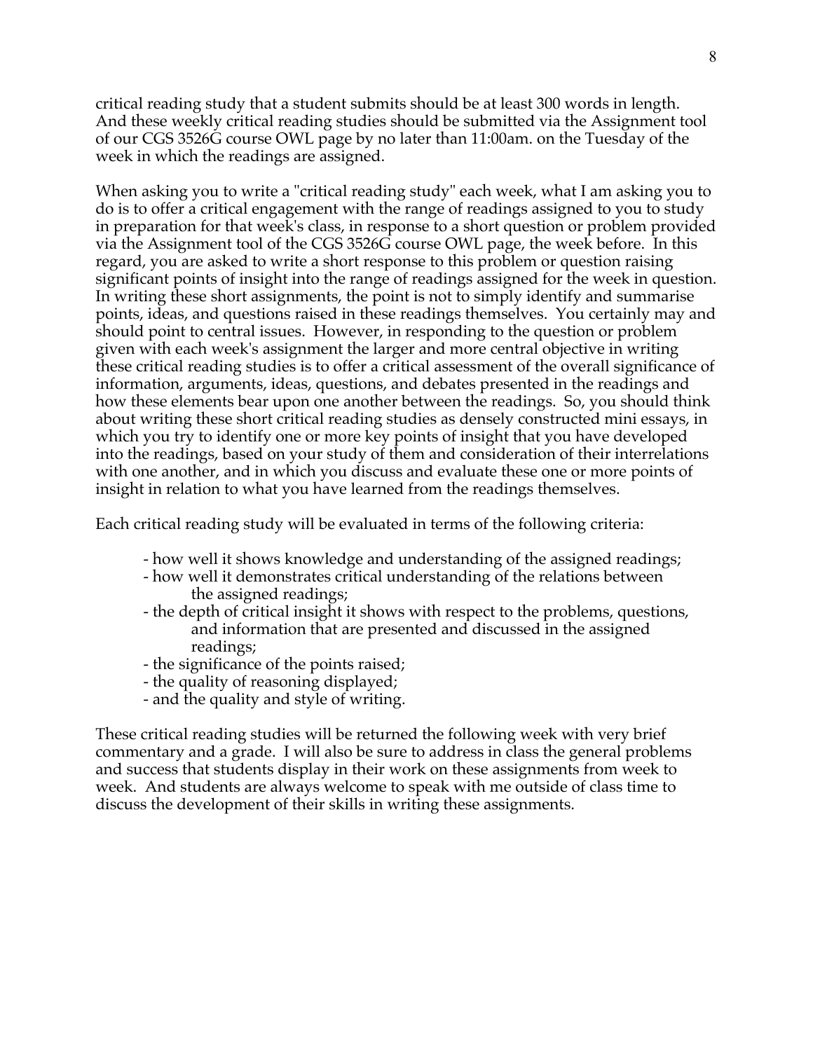critical reading study that a student submits should be at least 300 words in length. And these weekly critical reading studies should be submitted via the Assignment tool of our CGS 3526G course OWL page by no later than 11:00am. on the Tuesday of the week in which the readings are assigned.

When asking you to write a "critical reading study" each week, what I am asking you to do is to offer a critical engagement with the range of readings assigned to you to study in preparation for that week's class, in response to a short question or problem provided via the Assignment tool of the CGS 3526G course OWL page, the week before. In this regard, you are asked to write a short response to this problem or question raising significant points of insight into the range of readings assigned for the week in question. In writing these short assignments, the point is not to simply identify and summarise points, ideas, and questions raised in these readings themselves. You certainly may and should point to central issues. However, in responding to the question or problem given with each week's assignment the larger and more central objective in writing these critical reading studies is to offer a critical assessment of the overall significance of information, arguments, ideas, questions, and debates presented in the readings and how these elements bear upon one another between the readings. So, you should think about writing these short critical reading studies as densely constructed mini essays, in which you try to identify one or more key points of insight that you have developed into the readings, based on your study of them and consideration of their interrelations with one another, and in which you discuss and evaluate these one or more points of insight in relation to what you have learned from the readings themselves.

Each critical reading study will be evaluated in terms of the following criteria:

- how well it shows knowledge and understanding of the assigned readings;
- how well it demonstrates critical understanding of the relations between the assigned readings;
- the depth of critical insight it shows with respect to the problems, questions, and information that are presented and discussed in the assigned readings;
- the significance of the points raised;
- the quality of reasoning displayed;
- and the quality and style of writing.

These critical reading studies will be returned the following week with very brief commentary and a grade. I will also be sure to address in class the general problems and success that students display in their work on these assignments from week to week. And students are always welcome to speak with me outside of class time to discuss the development of their skills in writing these assignments.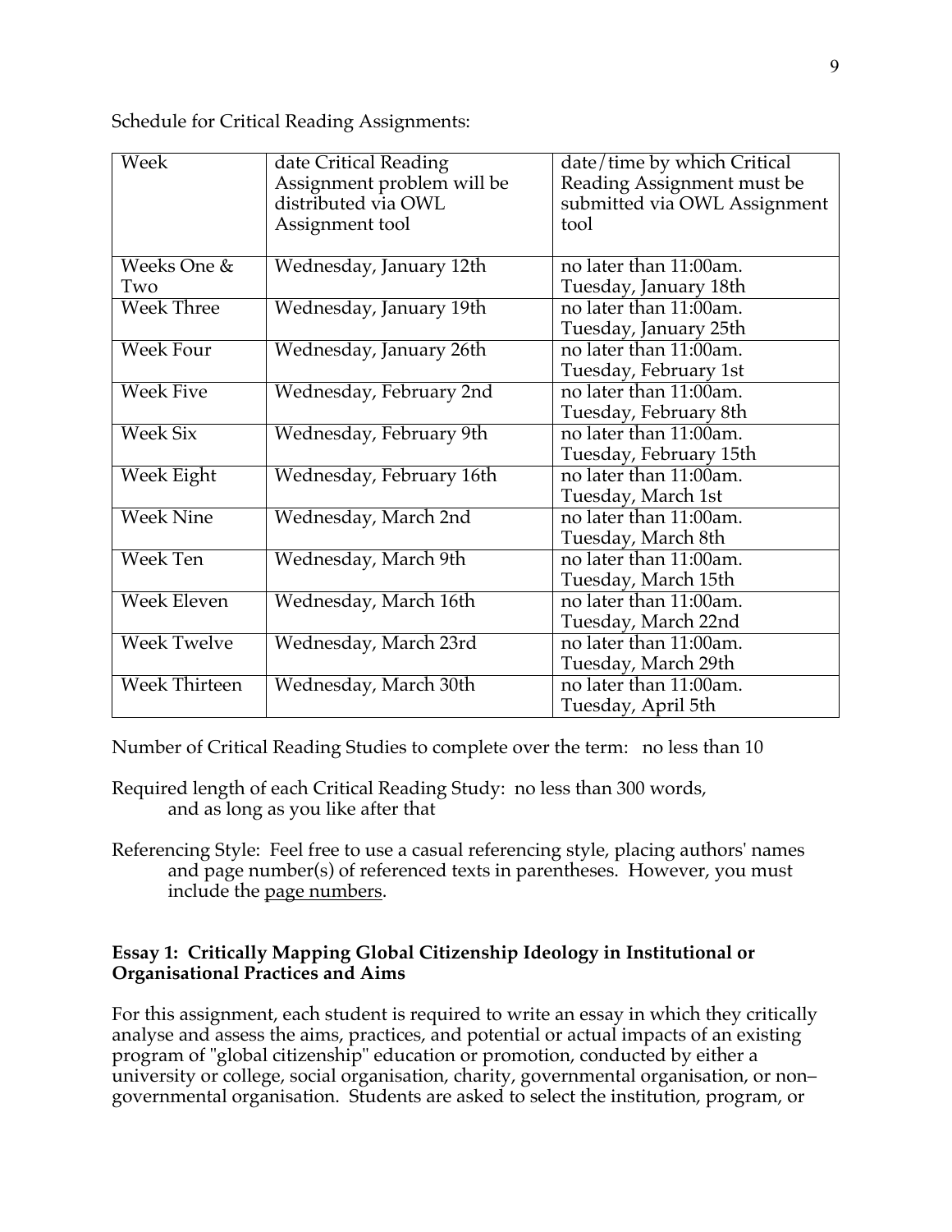Schedule for Critical Reading Assignments:

| Week | date Critical Reading Assignment problem will be distributed via OWL Assignment tool | date/time by which Critical Reading Assignment must be submitted via OWL Assignment tool |
|---|---|---|
| Weeks One & Two | Wednesday, January 12th | no later than 11:00am. Tuesday, January 18th |
| Week Three | Wednesday, January 19th | no later than 11:00am. Tuesday, January 25th |
| Week Four | Wednesday, January 26th | no later than 11:00am. Tuesday, February 1st |
| Week Five | Wednesday, February 2nd | no later than 11:00am. Tuesday, February 8th |
| Week Six | Wednesday, February 9th | no later than 11:00am. Tuesday, February 15th |
| Week Eight | Wednesday, February 16th | no later than 11:00am. Tuesday, March 1st |
| Week Nine | Wednesday, March 2nd | no later than 11:00am. Tuesday, March 8th |
| Week Ten | Wednesday, March 9th | no later than 11:00am. Tuesday, March 15th |
| Week Eleven | Wednesday, March 16th | no later than 11:00am. Tuesday, March 22nd |
| Week Twelve | Wednesday, March 23rd | no later than 11:00am. Tuesday, March 29th |
| Week Thirteen | Wednesday, March 30th | no later than 11:00am. Tuesday, April 5th |

Number of Critical Reading Studies to complete over the term: no less than 10

Required length of each Critical Reading Study: no less than 300 words, and as long as you like after that

Referencing Style: Feel free to use a casual referencing style, placing authors' names and page number(s) of referenced texts in parentheses. However, you must include the page numbers.

**Essay 1: Critically Mapping Global Citizenship Ideology in Institutional or Organisational Practices and Aims**

For this assignment, each student is required to write an essay in which they critically analyse and assess the aims, practices, and potential or actual impacts of an existing program of "global citizenship" education or promotion, conducted by either a university or college, social organisation, charity, governmental organisation, or non–governmental organisation. Students are asked to select the institution, program, or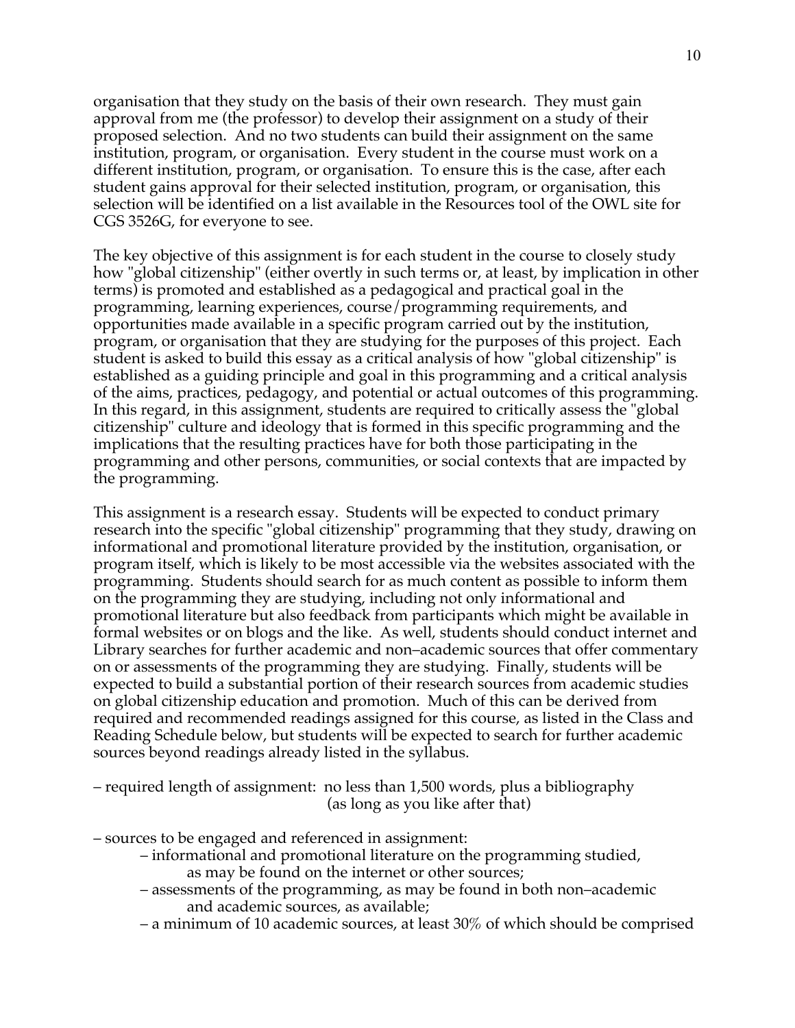organisation that they study on the basis of their own research. They must gain approval from me (the professor) to develop their assignment on a study of their proposed selection. And no two students can build their assignment on the same institution, program, or organisation. Every student in the course must work on a different institution, program, or organisation. To ensure this is the case, after each student gains approval for their selected institution, program, or organisation, this selection will be identified on a list available in the Resources tool of the OWL site for CGS 3526G, for everyone to see.

The key objective of this assignment is for each student in the course to closely study how "global citizenship" (either overtly in such terms or, at least, by implication in other terms) is promoted and established as a pedagogical and practical goal in the programming, learning experiences, course/programming requirements, and opportunities made available in a specific program carried out by the institution, program, or organisation that they are studying for the purposes of this project. Each student is asked to build this essay as a critical analysis of how "global citizenship" is established as a guiding principle and goal in this programming and a critical analysis of the aims, practices, pedagogy, and potential or actual outcomes of this programming. In this regard, in this assignment, students are required to critically assess the "global citizenship" culture and ideology that is formed in this specific programming and the implications that the resulting practices have for both those participating in the programming and other persons, communities, or social contexts that are impacted by the programming.

This assignment is a research essay. Students will be expected to conduct primary research into the specific "global citizenship" programming that they study, drawing on informational and promotional literature provided by the institution, organisation, or program itself, which is likely to be most accessible via the websites associated with the programming. Students should search for as much content as possible to inform them on the programming they are studying, including not only informational and promotional literature but also feedback from participants which might be available in formal websites or on blogs and the like. As well, students should conduct internet and Library searches for further academic and non–academic sources that offer commentary on or assessments of the programming they are studying. Finally, students will be expected to build a substantial portion of their research sources from academic studies on global citizenship education and promotion. Much of this can be derived from required and recommended readings assigned for this course, as listed in the Class and Reading Schedule below, but students will be expected to search for further academic sources beyond readings already listed in the syllabus.

– required length of assignment: no less than 1,500 words, plus a bibliography (as long as you like after that)

– sources to be engaged and referenced in assignment:
  - – informational and promotional literature on the programming studied, as may be found on the internet or other sources;
  - – assessments of the programming, as may be found in both non–academic and academic sources, as available;
  - – a minimum of 10 academic sources, at least 30% of which should be comprised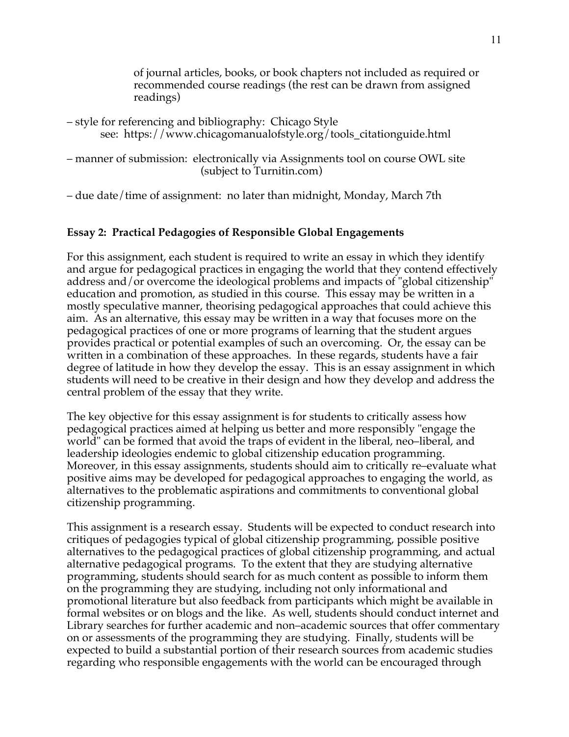of journal articles, books, or book chapters not included as required or recommended course readings (the rest can be drawn from assigned readings)

– style for referencing and bibliography: Chicago Style
 see: https://www.chicagomanualofstyle.org/tools_citationguide.html

– manner of submission: electronically via Assignments tool on course OWL site (subject to Turnitin.com)

– due date/time of assignment: no later than midnight, Monday, March 7th

**Essay 2: Practical Pedagogies of Responsible Global Engagements**

For this assignment, each student is required to write an essay in which they identify and argue for pedagogical practices in engaging the world that they contend effectively address and/or overcome the ideological problems and impacts of "global citizenship" education and promotion, as studied in this course. This essay may be written in a mostly speculative manner, theorising pedagogical approaches that could achieve this aim. As an alternative, this essay may be written in a way that focuses more on the pedagogical practices of one or more programs of learning that the student argues provides practical or potential examples of such an overcoming. Or, the essay can be written in a combination of these approaches. In these regards, students have a fair degree of latitude in how they develop the essay. This is an essay assignment in which students will need to be creative in their design and how they develop and address the central problem of the essay that they write.

The key objective for this essay assignment is for students to critically assess how pedagogical practices aimed at helping us better and more responsibly "engage the world" can be formed that avoid the traps of evident in the liberal, neo–liberal, and leadership ideologies endemic to global citizenship education programming. Moreover, in this essay assignments, students should aim to critically re–evaluate what positive aims may be developed for pedagogical approaches to engaging the world, as alternatives to the problematic aspirations and commitments to conventional global citizenship programming.

This assignment is a research essay. Students will be expected to conduct research into critiques of pedagogies typical of global citizenship programming, possible positive alternatives to the pedagogical practices of global citizenship programming, and actual alternative pedagogical programs. To the extent that they are studying alternative programming, students should search for as much content as possible to inform them on the programming they are studying, including not only informational and promotional literature but also feedback from participants which might be available in formal websites or on blogs and the like. As well, students should conduct internet and Library searches for further academic and non–academic sources that offer commentary on or assessments of the programming they are studying. Finally, students will be expected to build a substantial portion of their research sources from academic studies regarding who responsible engagements with the world can be encouraged through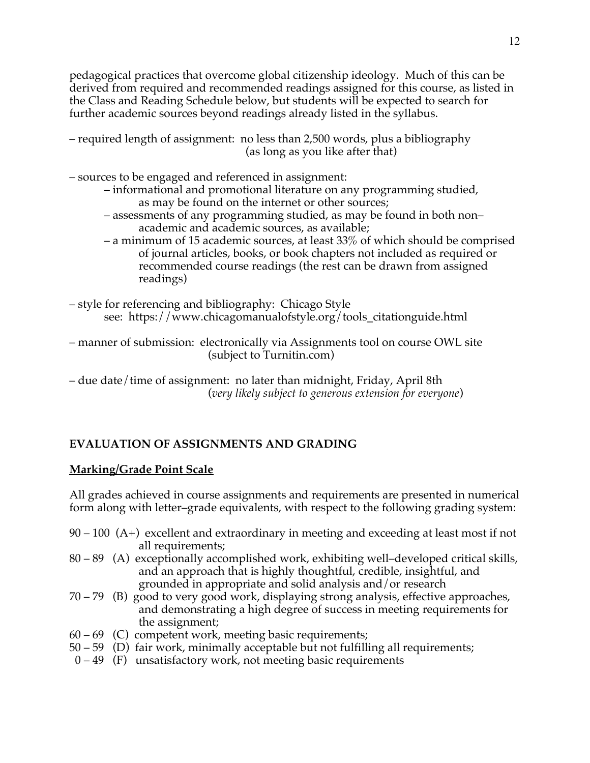pedagogical practices that overcome global citizenship ideology. Much of this can be derived from required and recommended readings assigned for this course, as listed in the Class and Reading Schedule below, but students will be expected to search for further academic sources beyond readings already listed in the syllabus.

– required length of assignment: no less than 2,500 words, plus a bibliography (as long as you like after that)

– sources to be engaged and referenced in assignment:
  – informational and promotional literature on any programming studied, as may be found on the internet or other sources;
  – assessments of any programming studied, as may be found in both non–academic and academic sources, as available;
  – a minimum of 15 academic sources, at least 33% of which should be comprised of journal articles, books, or book chapters not included as required or recommended course readings (the rest can be drawn from assigned readings)

– style for referencing and bibliography: Chicago Style
  see: https://www.chicagomanualofstyle.org/tools_citationguide.html

– manner of submission: electronically via Assignments tool on course OWL site (subject to Turnitin.com)

– due date/time of assignment: no later than midnight, Friday, April 8th (*very likely subject to generous extension for everyone*)

## EVALUATION OF ASSIGNMENTS AND GRADING

### Marking/Grade Point Scale

All grades achieved in course assignments and requirements are presented in numerical form along with letter–grade equivalents, with respect to the following grading system:

- 90 – 100 (A+) excellent and extraordinary in meeting and exceeding at least most if not all requirements;
- 80 – 89 (A) exceptionally accomplished work, exhibiting well–developed critical skills, and an approach that is highly thoughtful, credible, insightful, and grounded in appropriate and solid analysis and/or research
- 70 – 79 (B) good to very good work, displaying strong analysis, effective approaches, and demonstrating a high degree of success in meeting requirements for the assignment;
- 60 – 69 (C) competent work, meeting basic requirements;
- 50 – 59 (D) fair work, minimally acceptable but not fulfilling all requirements;
- 0 – 49 (F) unsatisfactory work, not meeting basic requirements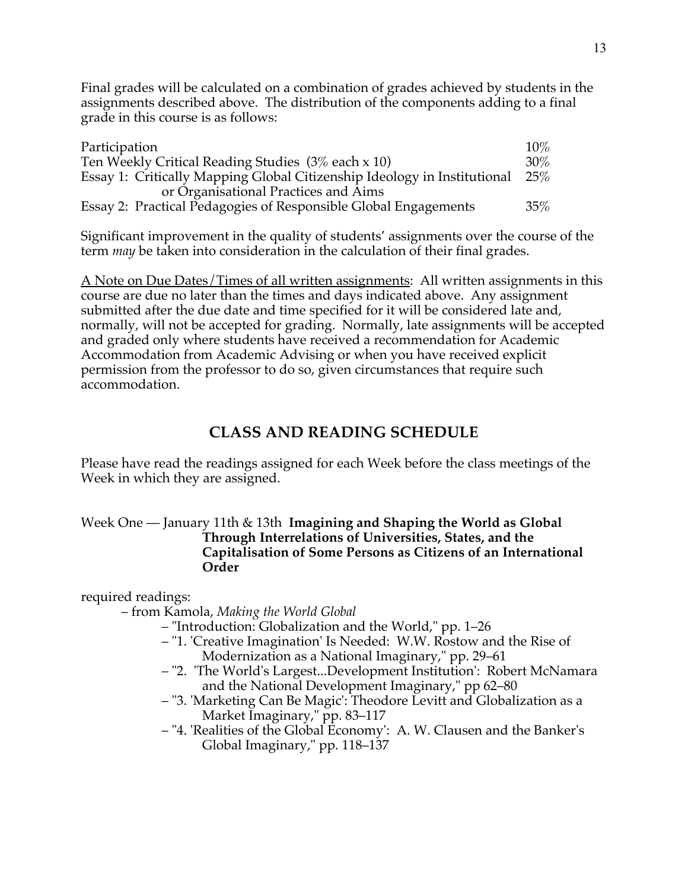Final grades will be calculated on a combination of grades achieved by students in the assignments described above. The distribution of the components adding to a final grade in this course is as follows:

| | |
|---|---|
| Participation | 10% |
| Ten Weekly Critical Reading Studies (3% each x 10) | 30% |
| Essay 1: Critically Mapping Global Citizenship Ideology in Institutional or Organisational Practices and Aims | 25% |
| Essay 2: Practical Pedagogies of Responsible Global Engagements | 35% |

Significant improvement in the quality of students' assignments over the course of the term *may* be taken into consideration in the calculation of their final grades.

<u>A Note on Due Dates/Times of all written assignments</u>: All written assignments in this course are due no later than the times and days indicated above. Any assignment submitted after the due date and time specified for it will be considered late and, normally, will not be accepted for grading. Normally, late assignments will be accepted and graded only where students have received a recommendation for Academic Accommodation from Academic Advising or when you have received explicit permission from the professor to do so, given circumstances that require such accommodation.

## CLASS AND READING SCHEDULE

Please have read the readings assigned for each Week before the class meetings of the Week in which they are assigned.

Week One — January 11th & 13th **Imagining and Shaping the World as Global Through Interrelations of Universities, States, and the Capitalisation of Some Persons as Citizens of an International Order**

required readings:

- from Kamola, *Making the World Global*
  - "Introduction: Globalization and the World," pp. 1–26
  - "1. 'Creative Imagination' Is Needed: W.W. Rostow and the Rise of Modernization as a National Imaginary," pp. 29–61
  - "2. 'The World's Largest...Development Institution': Robert McNamara and the National Development Imaginary," pp 62–80
  - "3. 'Marketing Can Be Magic': Theodore Levitt and Globalization as a Market Imaginary," pp. 83–117
  - "4. 'Realities of the Global Economy': A. W. Clausen and the Banker's Global Imaginary," pp. 118–137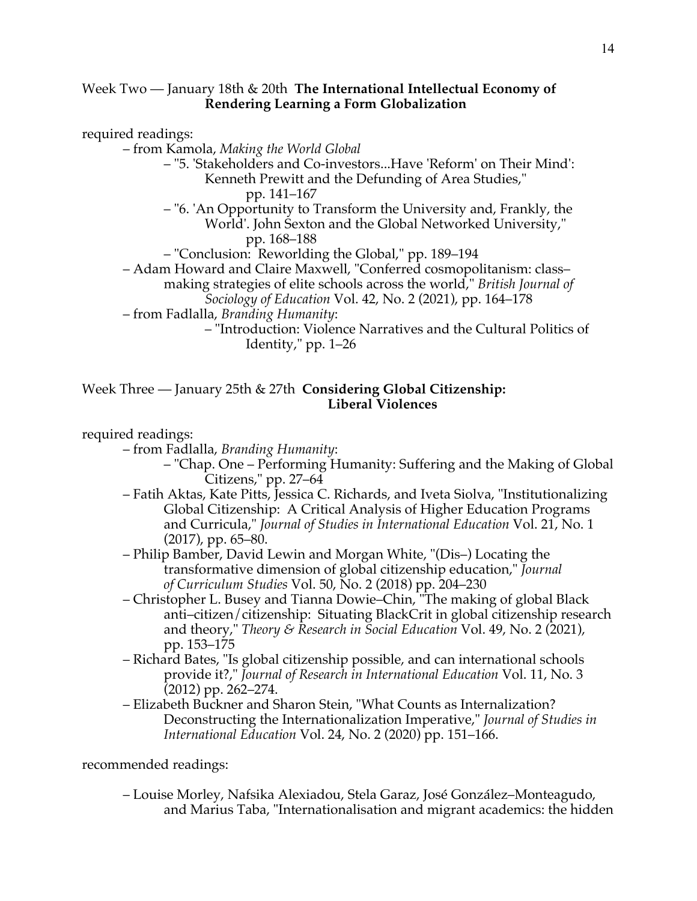Week Two — January 18th & 20th **The International Intellectual Economy of Rendering Learning a Form Globalization**

required readings:

– from Kamola, *Making the World Global*
  – "5. 'Stakeholders and Co-investors...Have 'Reform' on Their Mind': Kenneth Prewitt and the Defunding of Area Studies," pp. 141–167
  – "6. 'An Opportunity to Transform the University and, Frankly, the World'. John Sexton and the Global Networked University," pp. 168–188
  – "Conclusion: Reworlding the Global," pp. 189–194

– Adam Howard and Claire Maxwell, "Conferred cosmopolitanism: class–making strategies of elite schools across the world," *British Journal of Sociology of Education* Vol. 42, No. 2 (2021), pp. 164–178

– from Fadlalla, *Branding Humanity*:
  – "Introduction: Violence Narratives and the Cultural Politics of Identity," pp. 1–26

Week Three — January 25th & 27th **Considering Global Citizenship: Liberal Violences**

required readings:

– from Fadlalla, *Branding Humanity*:
  – "Chap. One – Performing Humanity: Suffering and the Making of Global Citizens," pp. 27–64

– Fatih Aktas, Kate Pitts, Jessica C. Richards, and Iveta Siolva, "Institutionalizing Global Citizenship: A Critical Analysis of Higher Education Programs and Curricula," *Journal of Studies in International Education* Vol. 21, No. 1 (2017), pp. 65–80.

– Philip Bamber, David Lewin and Morgan White, "(Dis–) Locating the transformative dimension of global citizenship education," *Journal of Curriculum Studies* Vol. 50, No. 2 (2018) pp. 204–230

– Christopher L. Busey and Tianna Dowie–Chin, "The making of global Black anti–citizen/citizenship: Situating BlackCrit in global citizenship research and theory," *Theory & Research in Social Education* Vol. 49, No. 2 (2021), pp. 153–175

– Richard Bates, "Is global citizenship possible, and can international schools provide it?," *Journal of Research in International Education* Vol. 11, No. 3 (2012) pp. 262–274.

– Elizabeth Buckner and Sharon Stein, "What Counts as Internalization? Deconstructing the Internationalization Imperative," *Journal of Studies in International Education* Vol. 24, No. 2 (2020) pp. 151–166.

recommended readings:

– Louise Morley, Nafsika Alexiadou, Stela Garaz, José González–Monteagudo, and Marius Taba, "Internationalisation and migrant academics: the hidden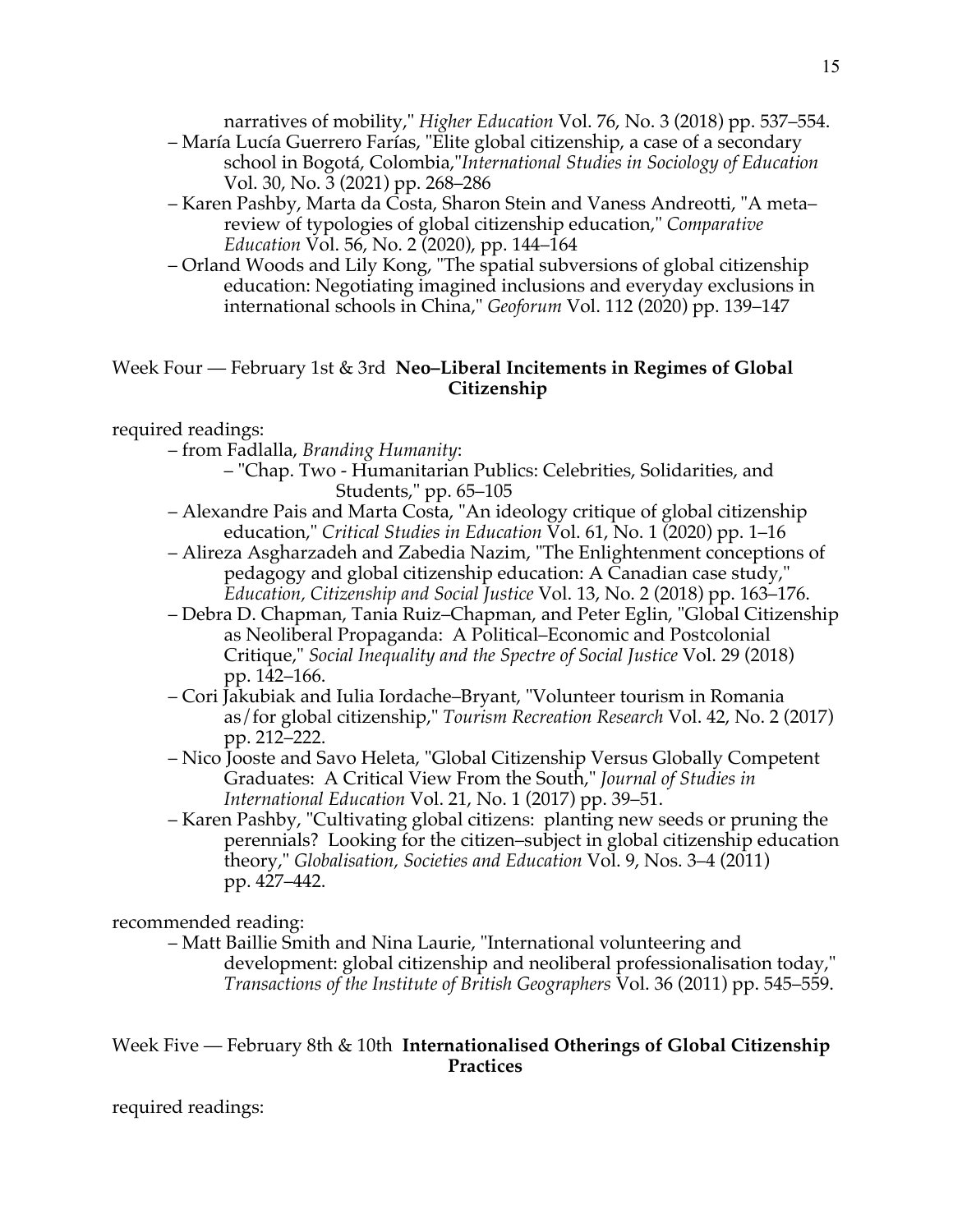narratives of mobility," *Higher Education* Vol. 76, No. 3 (2018) pp. 537–554.

– María Lucía Guerrero Farías, "Elite global citizenship, a case of a secondary school in Bogotá, Colombia,"*International Studies in Sociology of Education* Vol. 30, No. 3 (2021) pp. 268–286

– Karen Pashby, Marta da Costa, Sharon Stein and Vaness Andreotti, "A meta–review of typologies of global citizenship education," *Comparative Education* Vol. 56, No. 2 (2020), pp. 144–164

– Orland Woods and Lily Kong, "The spatial subversions of global citizenship education: Negotiating imagined inclusions and everyday exclusions in international schools in China," *Geoforum* Vol. 112 (2020) pp. 139–147

Week Four — February 1st & 3rd **Neo–Liberal Incitements in Regimes of Global Citizenship**

required readings:

– from Fadlalla, *Branding Humanity*:
  – "Chap. Two - Humanitarian Publics: Celebrities, Solidarities, and Students," pp. 65–105

– Alexandre Pais and Marta Costa, "An ideology critique of global citizenship education," *Critical Studies in Education* Vol. 61, No. 1 (2020) pp. 1–16

– Alireza Asgharzadeh and Zabedia Nazim, "The Enlightenment conceptions of pedagogy and global citizenship education: A Canadian case study," *Education, Citizenship and Social Justice* Vol. 13, No. 2 (2018) pp. 163–176.

– Debra D. Chapman, Tania Ruiz–Chapman, and Peter Eglin, "Global Citizenship as Neoliberal Propaganda: A Political–Economic and Postcolonial Critique," *Social Inequality and the Spectre of Social Justice* Vol. 29 (2018) pp. 142–166.

– Cori Jakubiak and Iulia Iordache–Bryant, "Volunteer tourism in Romania as/for global citizenship," *Tourism Recreation Research* Vol. 42, No. 2 (2017) pp. 212–222.

– Nico Jooste and Savo Heleta, "Global Citizenship Versus Globally Competent Graduates: A Critical View From the South," *Journal of Studies in International Education* Vol. 21, No. 1 (2017) pp. 39–51.

– Karen Pashby, "Cultivating global citizens: planting new seeds or pruning the perennials? Looking for the citizen–subject in global citizenship education theory," *Globalisation, Societies and Education* Vol. 9, Nos. 3–4 (2011) pp. 427–442.

recommended reading:

– Matt Baillie Smith and Nina Laurie, "International volunteering and development: global citizenship and neoliberal professionalisation today," *Transactions of the Institute of British Geographers* Vol. 36 (2011) pp. 545–559.

Week Five — February 8th & 10th **Internationalised Otherings of Global Citizenship Practices**

required readings: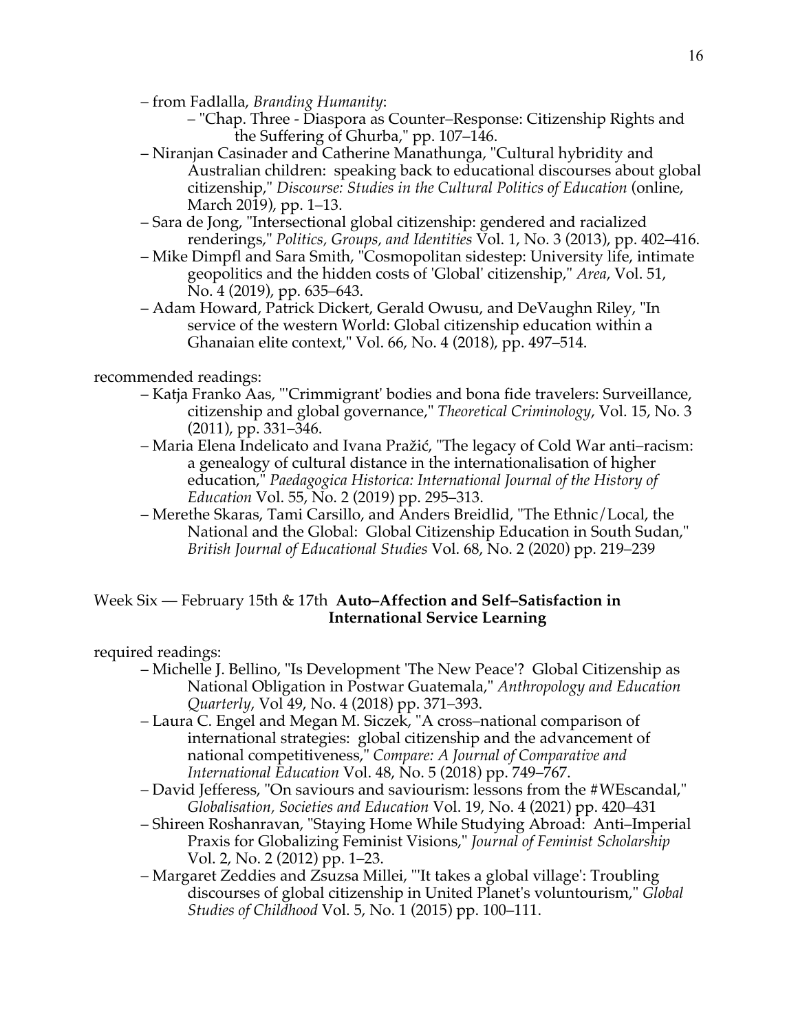– from Fadlalla, *Branding Humanity*:
    – "Chap. Three - Diaspora as Counter–Response: Citizenship Rights and the Suffering of Ghurba," pp. 107–146.
– Niranjan Casinader and Catherine Manathunga, "Cultural hybridity and Australian children: speaking back to educational discourses about global citizenship," *Discourse: Studies in the Cultural Politics of Education* (online, March 2019), pp. 1–13.
– Sara de Jong, "Intersectional global citizenship: gendered and racialized renderings," *Politics, Groups, and Identities* Vol. 1, No. 3 (2013), pp. 402–416.
– Mike Dimpfl and Sara Smith, "Cosmopolitan sidestep: University life, intimate geopolitics and the hidden costs of 'Global' citizenship," *Area*, Vol. 51, No. 4 (2019), pp. 635–643.
– Adam Howard, Patrick Dickert, Gerald Owusu, and DeVaughn Riley, "In service of the western World: Global citizenship education within a Ghanaian elite context," Vol. 66, No. 4 (2018), pp. 497–514.

recommended readings:
– Katja Franko Aas, "'Crimmigrant' bodies and bona fide travelers: Surveillance, citizenship and global governance," *Theoretical Criminology*, Vol. 15, No. 3 (2011), pp. 331–346.
– Maria Elena Indelicato and Ivana Pražić, "The legacy of Cold War anti–racism: a genealogy of cultural distance in the internationalisation of higher education," *Paedagogica Historica: International Journal of the History of Education* Vol. 55, No. 2 (2019) pp. 295–313.
– Merethe Skaras, Tami Carsillo, and Anders Breidlid, "The Ethnic/Local, the National and the Global: Global Citizenship Education in South Sudan," *British Journal of Educational Studies* Vol. 68, No. 2 (2020) pp. 219–239

Week Six — February 15th & 17th **Auto–Affection and Self–Satisfaction in International Service Learning**

required readings:
– Michelle J. Bellino, "Is Development 'The New Peace'? Global Citizenship as National Obligation in Postwar Guatemala," *Anthropology and Education Quarterly*, Vol 49, No. 4 (2018) pp. 371–393.
– Laura C. Engel and Megan M. Siczek, "A cross–national comparison of international strategies: global citizenship and the advancement of national competitiveness," *Compare: A Journal of Comparative and International Education* Vol. 48, No. 5 (2018) pp. 749–767.
– David Jefferess, "On saviours and saviourism: lessons from the #WEscandal," *Globalisation, Societies and Education* Vol. 19, No. 4 (2021) pp. 420–431
– Shireen Roshanravan, "Staying Home While Studying Abroad: Anti–Imperial Praxis for Globalizing Feminist Visions," *Journal of Feminist Scholarship* Vol. 2, No. 2 (2012) pp. 1–23.
– Margaret Zeddies and Zsuzsa Millei, "'It takes a global village': Troubling discourses of global citizenship in United Planet's voluntourism," *Global Studies of Childhood* Vol. 5, No. 1 (2015) pp. 100–111.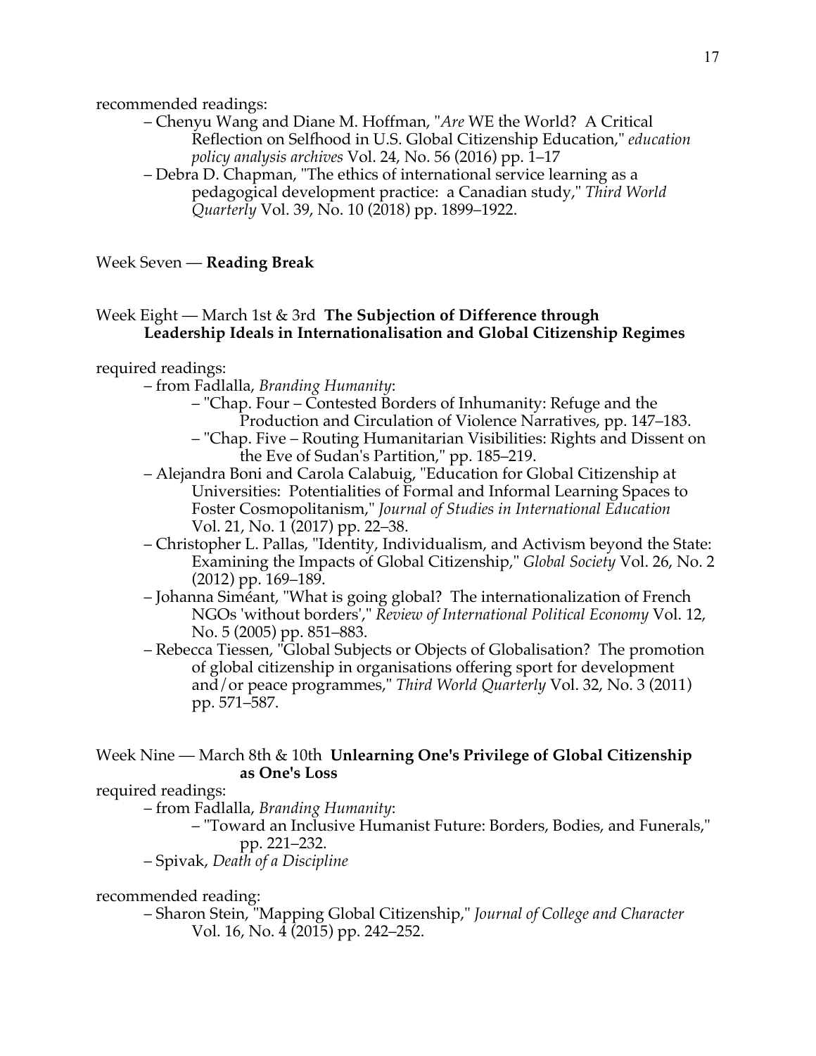recommended readings:

- Chenyu Wang and Diane M. Hoffman, "*Are* WE the World? A Critical Reflection on Selfhood in U.S. Global Citizenship Education," *education policy analysis archives* Vol. 24, No. 56 (2016) pp. 1–17
- Debra D. Chapman, "The ethics of international service learning as a pedagogical development practice: a Canadian study," *Third World Quarterly* Vol. 39, No. 10 (2018) pp. 1899–1922.

Week Seven — **Reading Break**

Week Eight — March 1st & 3rd **The Subjection of Difference through Leadership Ideals in Internationalisation and Global Citizenship Regimes**

required readings:

- from Fadlalla, *Branding Humanity*:
  - "Chap. Four – Contested Borders of Inhumanity: Refuge and the Production and Circulation of Violence Narratives, pp. 147–183.
  - "Chap. Five – Routing Humanitarian Visibilities: Rights and Dissent on the Eve of Sudan's Partition," pp. 185–219.
- Alejandra Boni and Carola Calabuig, "Education for Global Citizenship at Universities: Potentialities of Formal and Informal Learning Spaces to Foster Cosmopolitanism," *Journal of Studies in International Education* Vol. 21, No. 1 (2017) pp. 22–38.
- Christopher L. Pallas, "Identity, Individualism, and Activism beyond the State: Examining the Impacts of Global Citizenship," *Global Society* Vol. 26, No. 2 (2012) pp. 169–189.
- Johanna Siméant, "What is going global? The internationalization of French NGOs 'without borders'," *Review of International Political Economy* Vol. 12, No. 5 (2005) pp. 851–883.
- Rebecca Tiessen, "Global Subjects or Objects of Globalisation? The promotion of global citizenship in organisations offering sport for development and/or peace programmes," *Third World Quarterly* Vol. 32, No. 3 (2011) pp. 571–587.

Week Nine — March 8th & 10th **Unlearning One's Privilege of Global Citizenship as One's Loss**

required readings:

- from Fadlalla, *Branding Humanity*:
  - "Toward an Inclusive Humanist Future: Borders, Bodies, and Funerals," pp. 221–232.
- Spivak, *Death of a Discipline*

recommended reading:

- Sharon Stein, "Mapping Global Citizenship," *Journal of College and Character* Vol. 16, No. 4 (2015) pp. 242–252.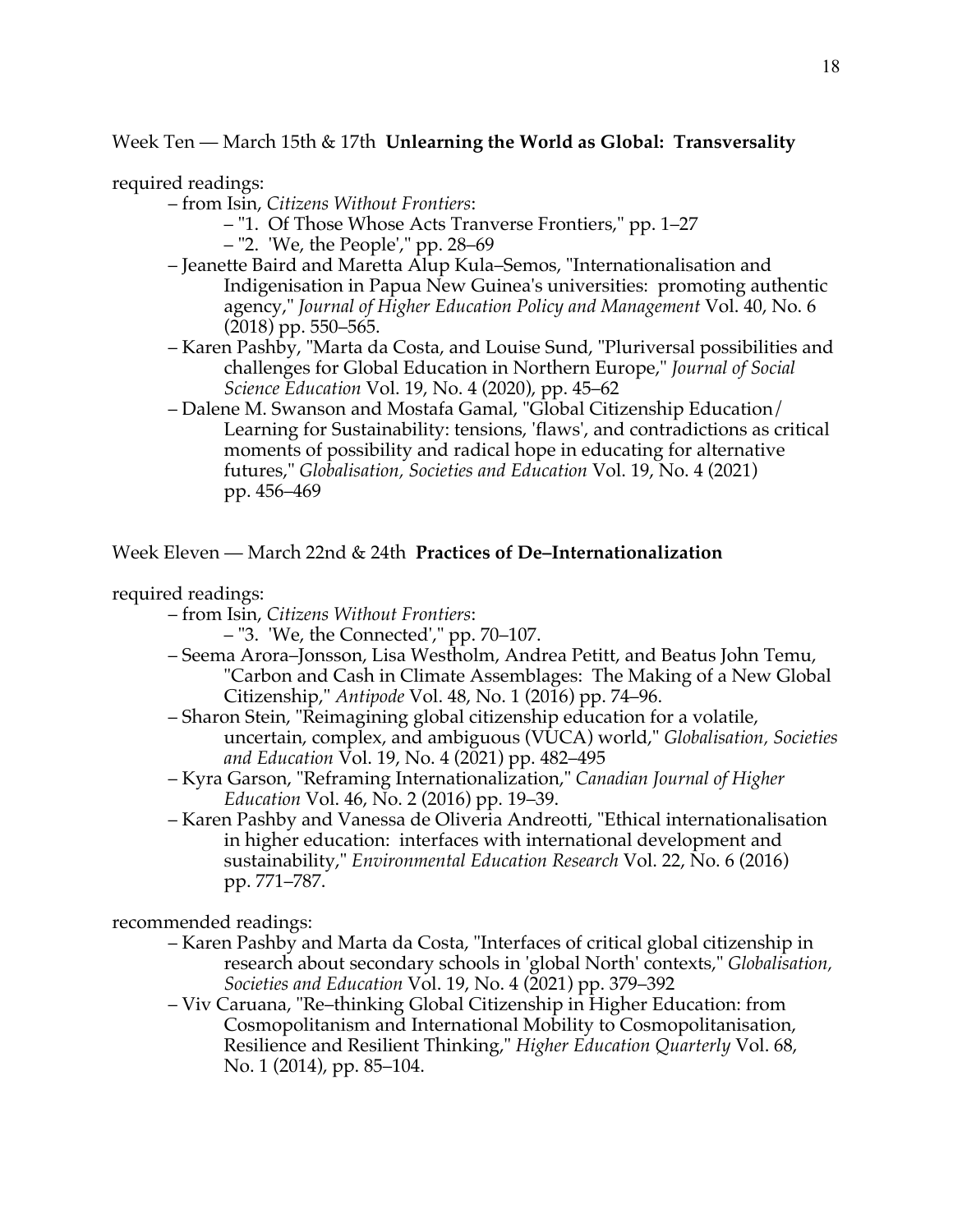Week Ten — March 15th & 17th **Unlearning the World as Global: Transversality**

required readings:

- from Isin, *Citizens Without Frontiers*:
  - "1. Of Those Whose Acts Tranverse Frontiers," pp. 1–27
  - "2. 'We, the People'," pp. 28–69
- Jeanette Baird and Maretta Alup Kula–Semos, "Internationalisation and Indigenisation in Papua New Guinea's universities: promoting authentic agency," *Journal of Higher Education Policy and Management* Vol. 40, No. 6 (2018) pp. 550–565.
- Karen Pashby, "Marta da Costa, and Louise Sund, "Pluriversal possibilities and challenges for Global Education in Northern Europe," *Journal of Social Science Education* Vol. 19, No. 4 (2020), pp. 45–62
- Dalene M. Swanson and Mostafa Gamal, "Global Citizenship Education/ Learning for Sustainability: tensions, 'flaws', and contradictions as critical moments of possibility and radical hope in educating for alternative futures," *Globalisation, Societies and Education* Vol. 19, No. 4 (2021) pp. 456–469

Week Eleven — March 22nd & 24th **Practices of De–Internationalization**

required readings:

- from Isin, *Citizens Without Frontiers*:
  - "3. 'We, the Connected'," pp. 70–107.
- Seema Arora–Jonsson, Lisa Westholm, Andrea Petitt, and Beatus John Temu, "Carbon and Cash in Climate Assemblages: The Making of a New Global Citizenship," *Antipode* Vol. 48, No. 1 (2016) pp. 74–96.
- Sharon Stein, "Reimagining global citizenship education for a volatile, uncertain, complex, and ambiguous (VUCA) world," *Globalisation, Societies and Education* Vol. 19, No. 4 (2021) pp. 482–495
- Kyra Garson, "Reframing Internationalization," *Canadian Journal of Higher Education* Vol. 46, No. 2 (2016) pp. 19–39.
- Karen Pashby and Vanessa de Oliveria Andreotti, "Ethical internationalisation in higher education: interfaces with international development and sustainability," *Environmental Education Research* Vol. 22, No. 6 (2016) pp. 771–787.

recommended readings:

- Karen Pashby and Marta da Costa, "Interfaces of critical global citizenship in research about secondary schools in 'global North' contexts," *Globalisation, Societies and Education* Vol. 19, No. 4 (2021) pp. 379–392
- Viv Caruana, "Re–thinking Global Citizenship in Higher Education: from Cosmopolitanism and International Mobility to Cosmopolitanisation, Resilience and Resilient Thinking," *Higher Education Quarterly* Vol. 68, No. 1 (2014), pp. 85–104.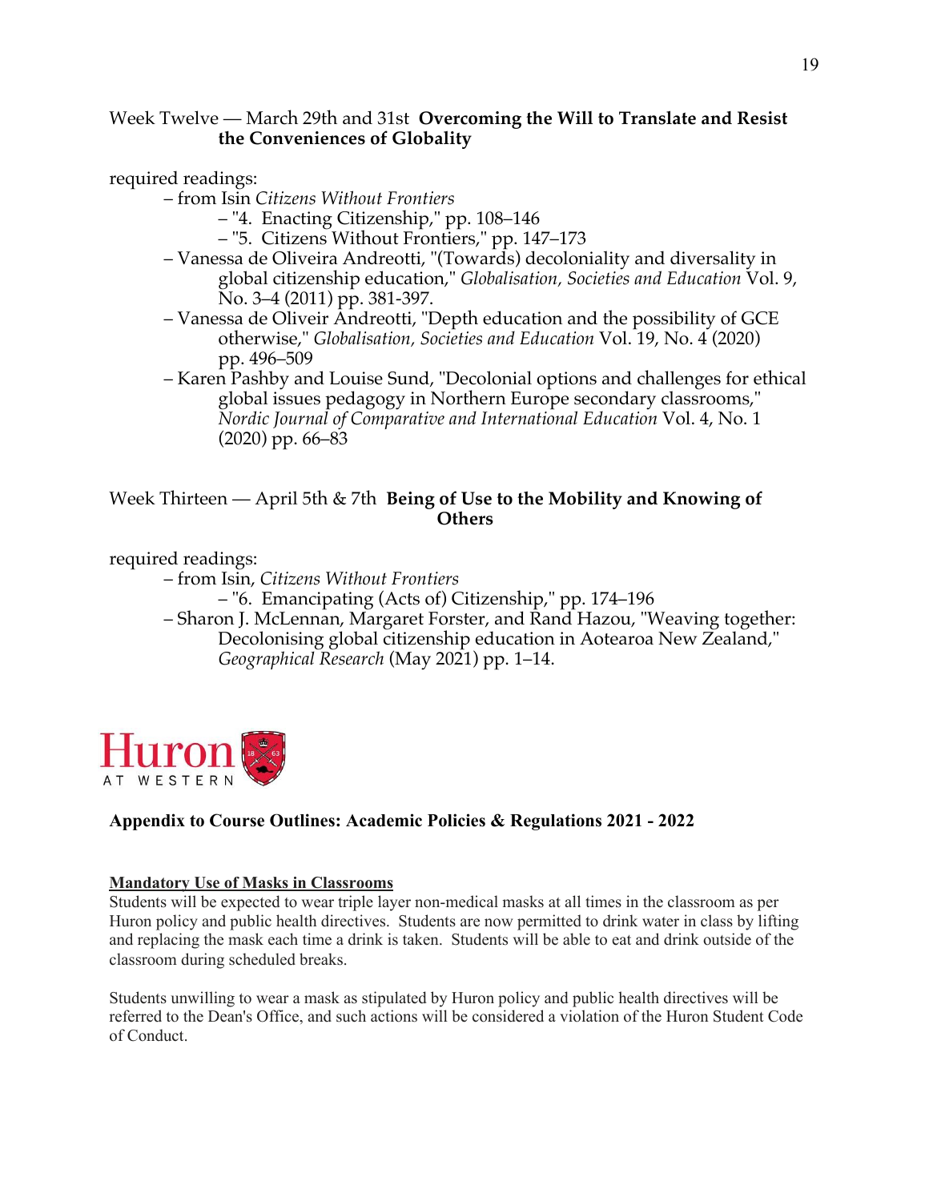Week Twelve — March 29th and 31st **Overcoming the Will to Translate and Resist the Conveniences of Globality**

required readings:

- from Isin *Citizens Without Frontiers*
  - "4. Enacting Citizenship," pp. 108–146
  - "5. Citizens Without Frontiers," pp. 147–173
- Vanessa de Oliveira Andreotti, "(Towards) decoloniality and diversality in global citizenship education," *Globalisation, Societies and Education* Vol. 9, No. 3–4 (2011) pp. 381-397.
- Vanessa de Oliveir Andreotti, "Depth education and the possibility of GCE otherwise," *Globalisation, Societies and Education* Vol. 19, No. 4 (2020) pp. 496–509
- Karen Pashby and Louise Sund, "Decolonial options and challenges for ethical global issues pedagogy in Northern Europe secondary classrooms," *Nordic Journal of Comparative and International Education* Vol. 4, No. 1 (2020) pp. 66–83

Week Thirteen — April 5th & 7th **Being of Use to the Mobility and Knowing of Others**

required readings:

- from Isin, *Citizens Without Frontiers*
  - "6. Emancipating (Acts of) Citizenship," pp. 174–196
- Sharon J. McLennan, Margaret Forster, and Rand Hazou, "Weaving together: Decolonising global citizenship education in Aotearoa New Zealand," *Geographical Research* (May 2021) pp. 1–14.

Huron AT WESTERN

**Appendix to Course Outlines: Academic Policies & Regulations 2021 - 2022**

**Mandatory Use of Masks in Classrooms**

Students will be expected to wear triple layer non-medical masks at all times in the classroom as per Huron policy and public health directives. Students are now permitted to drink water in class by lifting and replacing the mask each time a drink is taken. Students will be able to eat and drink outside of the classroom during scheduled breaks.

Students unwilling to wear a mask as stipulated by Huron policy and public health directives will be referred to the Dean's Office, and such actions will be considered a violation of the Huron Student Code of Conduct.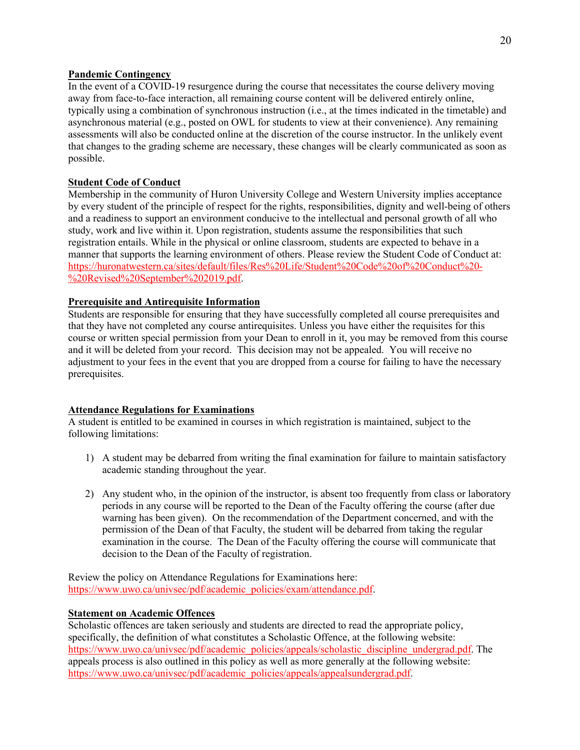**Pandemic Contingency**

In the event of a COVID-19 resurgence during the course that necessitates the course delivery moving away from face-to-face interaction, all remaining course content will be delivered entirely online, typically using a combination of synchronous instruction (i.e., at the times indicated in the timetable) and asynchronous material (e.g., posted on OWL for students to view at their convenience). Any remaining assessments will also be conducted online at the discretion of the course instructor. In the unlikely event that changes to the grading scheme are necessary, these changes will be clearly communicated as soon as possible.

**Student Code of Conduct**

Membership in the community of Huron University College and Western University implies acceptance by every student of the principle of respect for the rights, responsibilities, dignity and well-being of others and a readiness to support an environment conducive to the intellectual and personal growth of all who study, work and live within it. Upon registration, students assume the responsibilities that such registration entails. While in the physical or online classroom, students are expected to behave in a manner that supports the learning environment of others. Please review the Student Code of Conduct at: https://huronatwestern.ca/sites/default/files/Res%20Life/Student%20Code%20of%20Conduct%20-%20Revised%20September%202019.pdf.

**Prerequisite and Antirequisite Information**

Students are responsible for ensuring that they have successfully completed all course prerequisites and that they have not completed any course antirequisites. Unless you have either the requisites for this course or written special permission from your Dean to enroll in it, you may be removed from this course and it will be deleted from your record. This decision may not be appealed. You will receive no adjustment to your fees in the event that you are dropped from a course for failing to have the necessary prerequisites.

**Attendance Regulations for Examinations**

A student is entitled to be examined in courses in which registration is maintained, subject to the following limitations:

1) A student may be debarred from writing the final examination for failure to maintain satisfactory academic standing throughout the year.

2) Any student who, in the opinion of the instructor, is absent too frequently from class or laboratory periods in any course will be reported to the Dean of the Faculty offering the course (after due warning has been given). On the recommendation of the Department concerned, and with the permission of the Dean of that Faculty, the student will be debarred from taking the regular examination in the course. The Dean of the Faculty offering the course will communicate that decision to the Dean of the Faculty of registration.

Review the policy on Attendance Regulations for Examinations here: https://www.uwo.ca/univsec/pdf/academic_policies/exam/attendance.pdf.

**Statement on Academic Offences**

Scholastic offences are taken seriously and students are directed to read the appropriate policy, specifically, the definition of what constitutes a Scholastic Offence, at the following website: https://www.uwo.ca/univsec/pdf/academic_policies/appeals/scholastic_discipline_undergrad.pdf. The appeals process is also outlined in this policy as well as more generally at the following website: https://www.uwo.ca/univsec/pdf/academic_policies/appeals/appealsundergrad.pdf.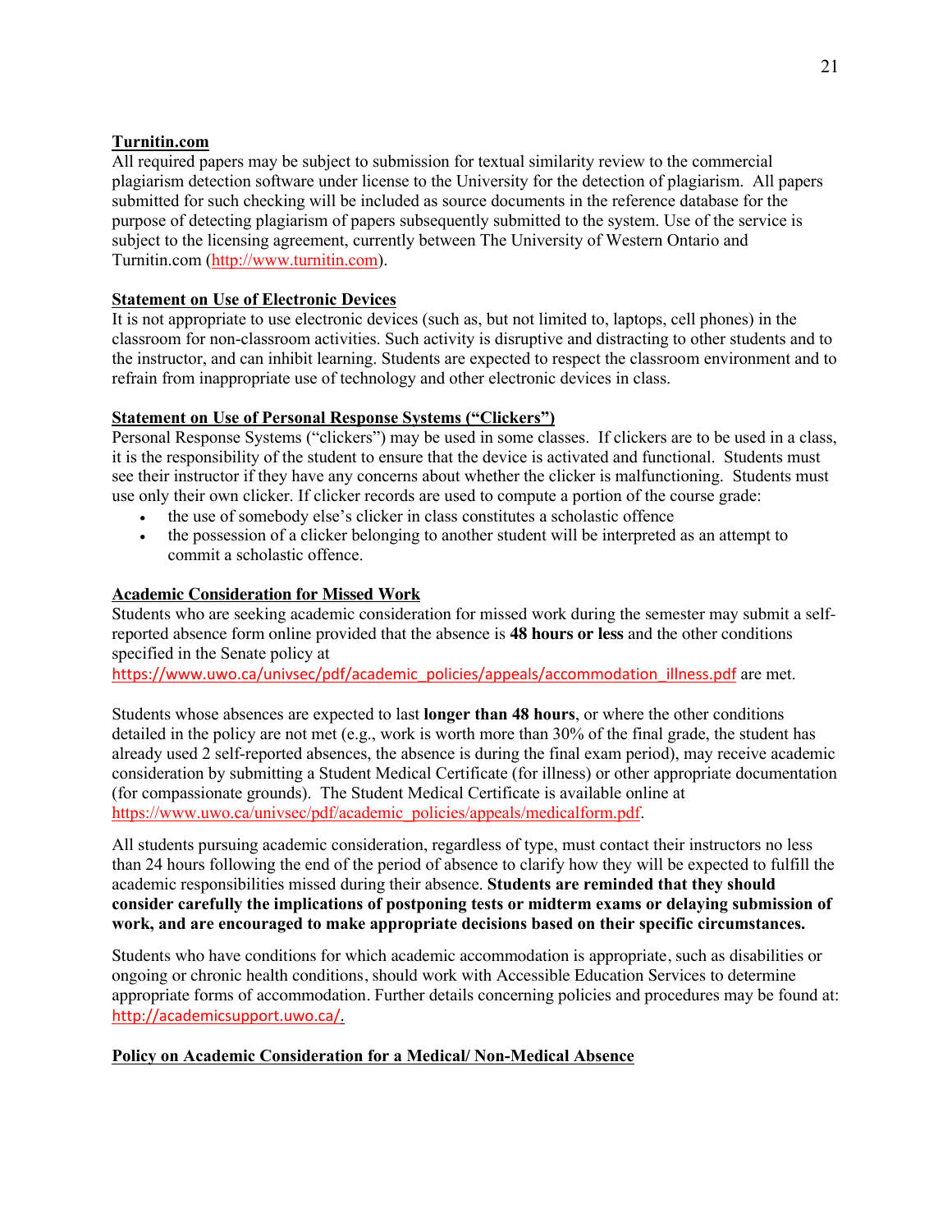**Turnitin.com**

All required papers may be subject to submission for textual similarity review to the commercial plagiarism detection software under license to the University for the detection of plagiarism. All papers submitted for such checking will be included as source documents in the reference database for the purpose of detecting plagiarism of papers subsequently submitted to the system. Use of the service is subject to the licensing agreement, currently between The University of Western Ontario and Turnitin.com (http://www.turnitin.com).

**Statement on Use of Electronic Devices**

It is not appropriate to use electronic devices (such as, but not limited to, laptops, cell phones) in the classroom for non-classroom activities. Such activity is disruptive and distracting to other students and to the instructor, and can inhibit learning. Students are expected to respect the classroom environment and to refrain from inappropriate use of technology and other electronic devices in class.

**Statement on Use of Personal Response Systems ("Clickers")**

Personal Response Systems ("clickers") may be used in some classes. If clickers are to be used in a class, it is the responsibility of the student to ensure that the device is activated and functional. Students must see their instructor if they have any concerns about whether the clicker is malfunctioning. Students must use only their own clicker. If clicker records are used to compute a portion of the course grade:

- the use of somebody else's clicker in class constitutes a scholastic offence
- the possession of a clicker belonging to another student will be interpreted as an attempt to commit a scholastic offence.

**Academic Consideration for Missed Work**

Students who are seeking academic consideration for missed work during the semester may submit a self-reported absence form online provided that the absence is **48 hours or less** and the other conditions specified in the Senate policy at https://www.uwo.ca/univsec/pdf/academic_policies/appeals/accommodation_illness.pdf are met.

Students whose absences are expected to last **longer than 48 hours**, or where the other conditions detailed in the policy are not met (e.g., work is worth more than 30% of the final grade, the student has already used 2 self-reported absences, the absence is during the final exam period), may receive academic consideration by submitting a Student Medical Certificate (for illness) or other appropriate documentation (for compassionate grounds). The Student Medical Certificate is available online at https://www.uwo.ca/univsec/pdf/academic_policies/appeals/medicalform.pdf.

All students pursuing academic consideration, regardless of type, must contact their instructors no less than 24 hours following the end of the period of absence to clarify how they will be expected to fulfill the academic responsibilities missed during their absence. **Students are reminded that they should consider carefully the implications of postponing tests or midterm exams or delaying submission of work, and are encouraged to make appropriate decisions based on their specific circumstances.**

Students who have conditions for which academic accommodation is appropriate, such as disabilities or ongoing or chronic health conditions, should work with Accessible Education Services to determine appropriate forms of accommodation. Further details concerning policies and procedures may be found at: http://academicsupport.uwo.ca/.

**Policy on Academic Consideration for a Medical/ Non-Medical Absence**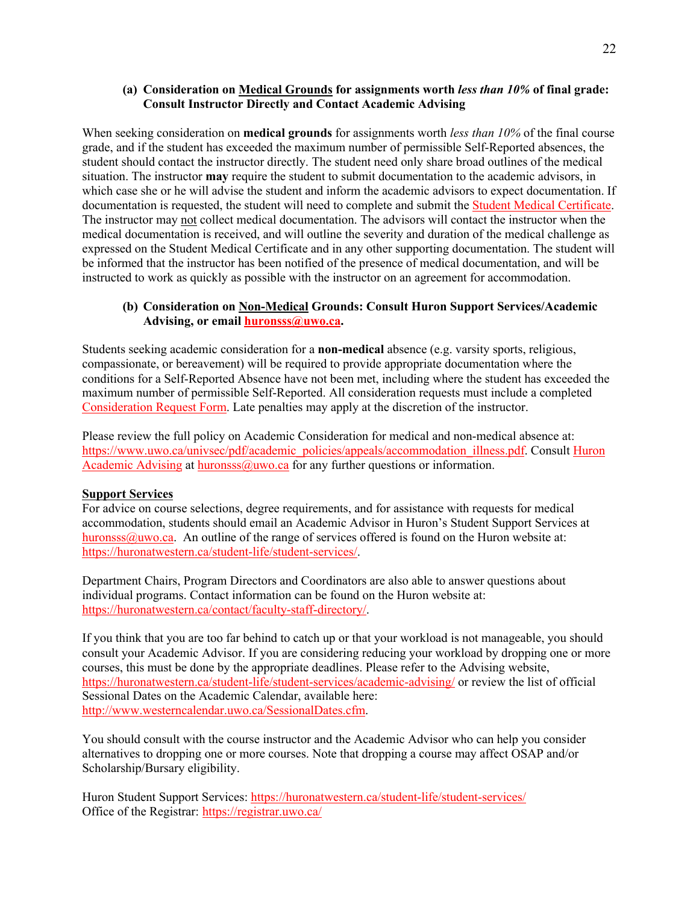**(a) Consideration on <u>Medical Grounds</u> for assignments worth *less than 10%* of final grade: Consult Instructor Directly and Contact Academic Advising**

When seeking consideration on **medical grounds** for assignments worth *less than 10%* of the final course grade, and if the student has exceeded the maximum number of permissible Self-Reported absences, the student should contact the instructor directly. The student need only share broad outlines of the medical situation. The instructor **may** require the student to submit documentation to the academic advisors, in which case she or he will advise the student and inform the academic advisors to expect documentation. If documentation is requested, the student will need to complete and submit the Student Medical Certificate. The instructor may <u>not</u> collect medical documentation. The advisors will contact the instructor when the medical documentation is received, and will outline the severity and duration of the medical challenge as expressed on the Student Medical Certificate and in any other supporting documentation. The student will be informed that the instructor has been notified of the presence of medical documentation, and will be instructed to work as quickly as possible with the instructor on an agreement for accommodation.

**(b) Consideration on <u>Non-Medical</u> Grounds: Consult Huron Support Services/Academic Advising, or email huronsss@uwo.ca.**

Students seeking academic consideration for a **non-medical** absence (e.g. varsity sports, religious, compassionate, or bereavement) will be required to provide appropriate documentation where the conditions for a Self-Reported Absence have not been met, including where the student has exceeded the maximum number of permissible Self-Reported. All consideration requests must include a completed Consideration Request Form. Late penalties may apply at the discretion of the instructor.

Please review the full policy on Academic Consideration for medical and non-medical absence at: https://www.uwo.ca/univsec/pdf/academic_policies/appeals/accommodation_illness.pdf. Consult Huron Academic Advising at huronsss@uwo.ca for any further questions or information.

**<u>Support Services</u>**

For advice on course selections, degree requirements, and for assistance with requests for medical accommodation, students should email an Academic Advisor in Huron's Student Support Services at huronsss@uwo.ca. An outline of the range of services offered is found on the Huron website at: https://huronatwestern.ca/student-life/student-services/.

Department Chairs, Program Directors and Coordinators are also able to answer questions about individual programs. Contact information can be found on the Huron website at: https://huronatwestern.ca/contact/faculty-staff-directory/.

If you think that you are too far behind to catch up or that your workload is not manageable, you should consult your Academic Advisor. If you are considering reducing your workload by dropping one or more courses, this must be done by the appropriate deadlines. Please refer to the Advising website, https://huronatwestern.ca/student-life/student-services/academic-advising/ or review the list of official Sessional Dates on the Academic Calendar, available here: http://www.westerncalendar.uwo.ca/SessionalDates.cfm.

You should consult with the course instructor and the Academic Advisor who can help you consider alternatives to dropping one or more courses. Note that dropping a course may affect OSAP and/or Scholarship/Bursary eligibility.

Huron Student Support Services: https://huronatwestern.ca/student-life/student-services/
Office of the Registrar: https://registrar.uwo.ca/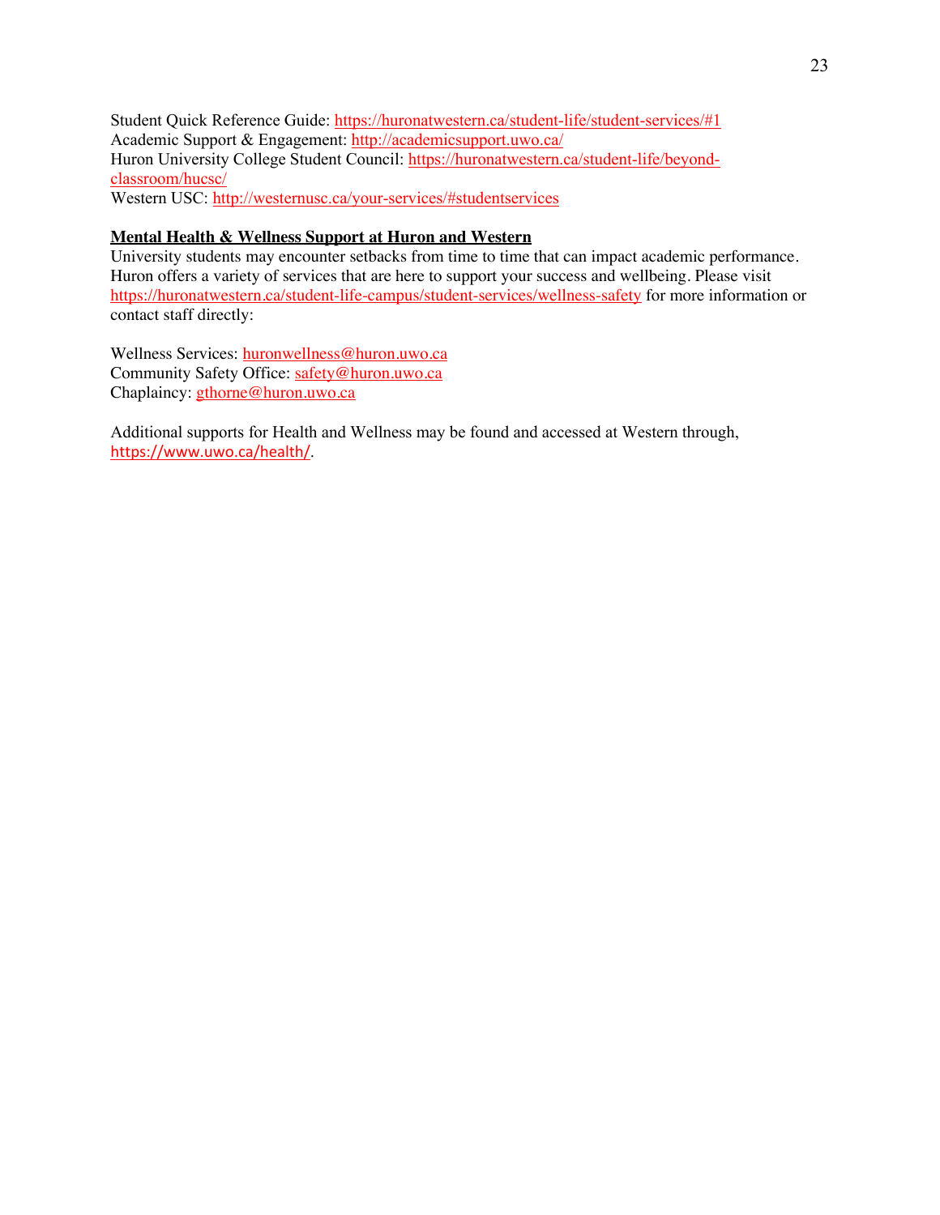Student Quick Reference Guide: https://huronatwestern.ca/student-life/student-services/#1
Academic Support & Engagement: http://academicsupport.uwo.ca/
Huron University College Student Council: https://huronatwestern.ca/student-life/beyond-classroom/hucsc/
Western USC: http://westernusc.ca/your-services/#studentservices

**Mental Health & Wellness Support at Huron and Western**

University students may encounter setbacks from time to time that can impact academic performance. Huron offers a variety of services that are here to support your success and wellbeing. Please visit https://huronatwestern.ca/student-life-campus/student-services/wellness-safety for more information or contact staff directly:

Wellness Services: huronwellness@huron.uwo.ca
Community Safety Office: safety@huron.uwo.ca
Chaplaincy: gthorne@huron.uwo.ca

Additional supports for Health and Wellness may be found and accessed at Western through, https://www.uwo.ca/health/.